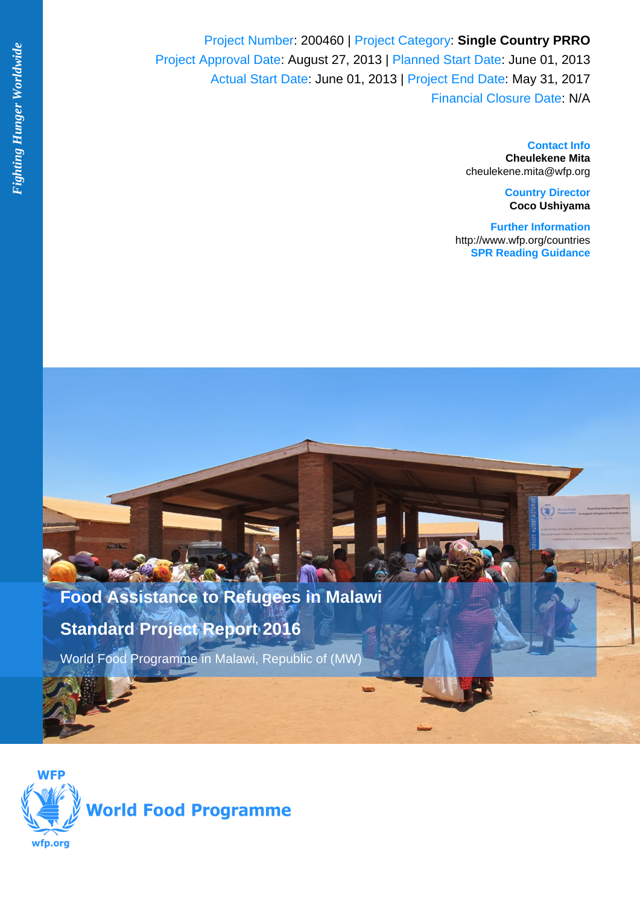*Fighting Hunger Worldwide*

Project Number: 200460 | Project Category: **Single Country PRRO**
Project Approval Date: August 27, 2013 | Planned Start Date: June 01, 2013
Actual Start Date: June 01, 2013 | Project End Date: May 31, 2017
Financial Closure Date: N/A

**Contact Info**
**Cheulekene Mita**
cheulekene.mita@wfp.org

**Country Director**
**Coco Ushiyama**

**Further Information**
http://www.wfp.org/countries
**SPR Reading Guidance**

# Food Assistance to Refugees in Malawi

## Standard Project Report 2016

World Food Programme in Malawi, Republic of (MW)

WFP
World Food Programme
wfp.org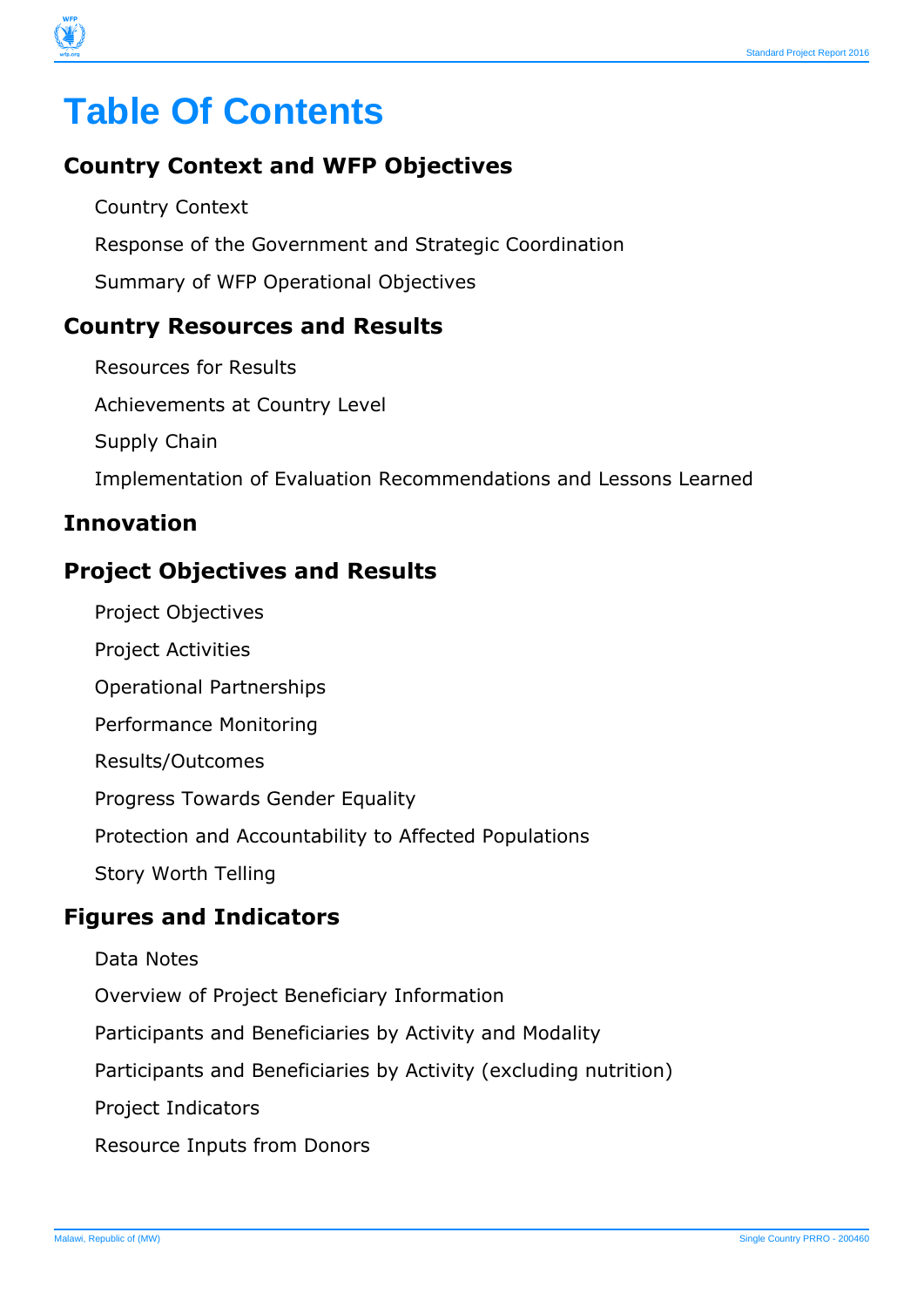# Table Of Contents

## Country Context and WFP Objectives

Country Context

Response of the Government and Strategic Coordination

Summary of WFP Operational Objectives

## Country Resources and Results

Resources for Results

Achievements at Country Level

Supply Chain

Implementation of Evaluation Recommendations and Lessons Learned

## Innovation

## Project Objectives and Results

Project Objectives

Project Activities

Operational Partnerships

Performance Monitoring

Results/Outcomes

Progress Towards Gender Equality

Protection and Accountability to Affected Populations

Story Worth Telling

## Figures and Indicators

Data Notes

Overview of Project Beneficiary Information

Participants and Beneficiaries by Activity and Modality

Participants and Beneficiaries by Activity (excluding nutrition)

Project Indicators

Resource Inputs from Donors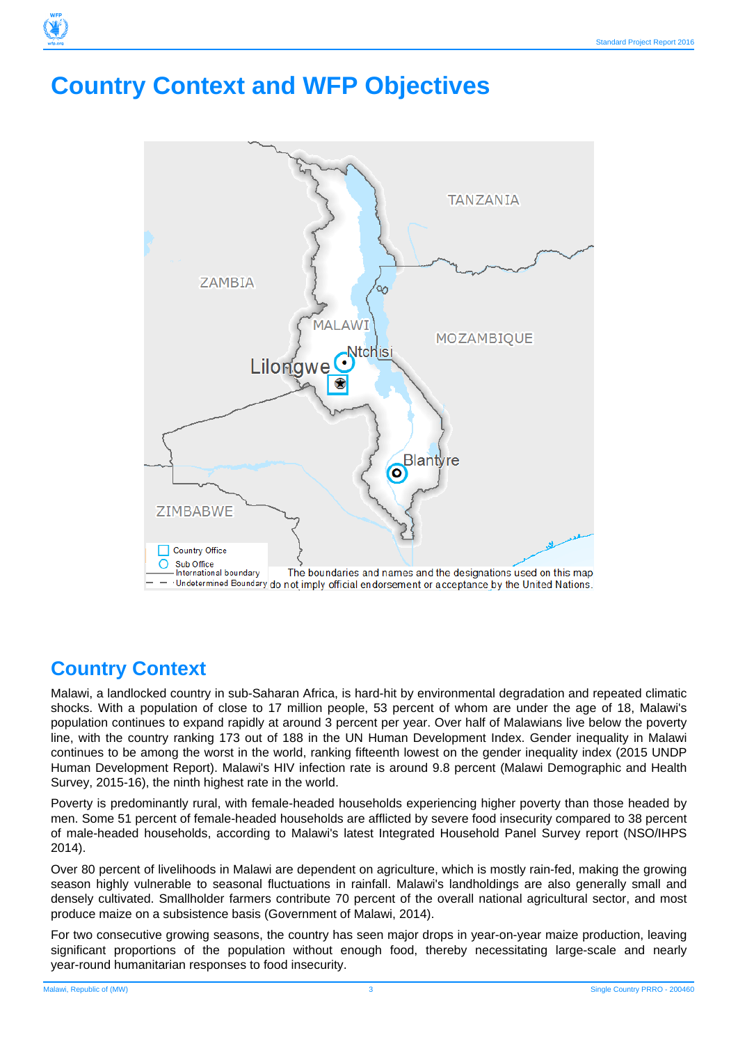# Country Context and WFP Objectives

## Country Context

Malawi, a landlocked country in sub-Saharan Africa, is hard-hit by environmental degradation and repeated climatic shocks. With a population of close to 17 million people, 53 percent of whom are under the age of 18, Malawi's population continues to expand rapidly at around 3 percent per year. Over half of Malawians live below the poverty line, with the country ranking 173 out of 188 in the UN Human Development Index. Gender inequality in Malawi continues to be among the worst in the world, ranking fifteenth lowest on the gender inequality index (2015 UNDP Human Development Report). Malawi's HIV infection rate is around 9.8 percent (Malawi Demographic and Health Survey, 2015-16), the ninth highest rate in the world.

Poverty is predominantly rural, with female-headed households experiencing higher poverty than those headed by men. Some 51 percent of female-headed households are afflicted by severe food insecurity compared to 38 percent of male-headed households, according to Malawi's latest Integrated Household Panel Survey report (NSO/IHPS 2014).

Over 80 percent of livelihoods in Malawi are dependent on agriculture, which is mostly rain-fed, making the growing season highly vulnerable to seasonal fluctuations in rainfall. Malawi's landholdings are also generally small and densely cultivated. Smallholder farmers contribute 70 percent of the overall national agricultural sector, and most produce maize on a subsistence basis (Government of Malawi, 2014).

For two consecutive growing seasons, the country has seen major drops in year-on-year maize production, leaving significant proportions of the population without enough food, thereby necessitating large-scale and nearly year-round humanitarian responses to food insecurity.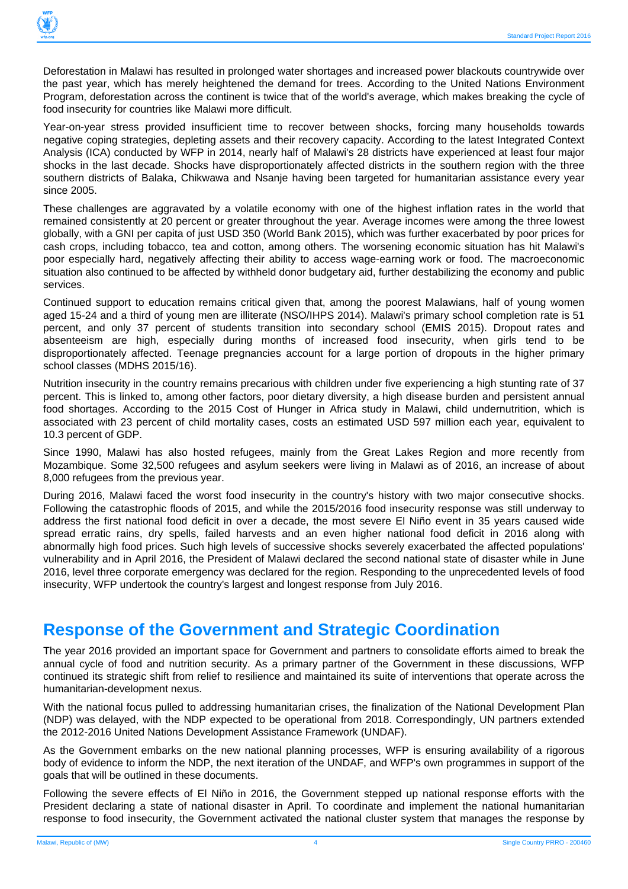Deforestation in Malawi has resulted in prolonged water shortages and increased power blackouts countrywide over the past year, which has merely heightened the demand for trees. According to the United Nations Environment Program, deforestation across the continent is twice that of the world's average, which makes breaking the cycle of food insecurity for countries like Malawi more difficult.

Year-on-year stress provided insufficient time to recover between shocks, forcing many households towards negative coping strategies, depleting assets and their recovery capacity. According to the latest Integrated Context Analysis (ICA) conducted by WFP in 2014, nearly half of Malawi's 28 districts have experienced at least four major shocks in the last decade. Shocks have disproportionately affected districts in the southern region with the three southern districts of Balaka, Chikwawa and Nsanje having been targeted for humanitarian assistance every year since 2005.

These challenges are aggravated by a volatile economy with one of the highest inflation rates in the world that remained consistently at 20 percent or greater throughout the year. Average incomes were among the three lowest globally, with a GNI per capita of just USD 350 (World Bank 2015), which was further exacerbated by poor prices for cash crops, including tobacco, tea and cotton, among others. The worsening economic situation has hit Malawi's poor especially hard, negatively affecting their ability to access wage-earning work or food. The macroeconomic situation also continued to be affected by withheld donor budgetary aid, further destabilizing the economy and public services.

Continued support to education remains critical given that, among the poorest Malawians, half of young women aged 15-24 and a third of young men are illiterate (NSO/IHPS 2014). Malawi's primary school completion rate is 51 percent, and only 37 percent of students transition into secondary school (EMIS 2015). Dropout rates and absenteeism are high, especially during months of increased food insecurity, when girls tend to be disproportionately affected. Teenage pregnancies account for a large portion of dropouts in the higher primary school classes (MDHS 2015/16).

Nutrition insecurity in the country remains precarious with children under five experiencing a high stunting rate of 37 percent. This is linked to, among other factors, poor dietary diversity, a high disease burden and persistent annual food shortages. According to the 2015 Cost of Hunger in Africa study in Malawi, child undernutrition, which is associated with 23 percent of child mortality cases, costs an estimated USD 597 million each year, equivalent to 10.3 percent of GDP.

Since 1990, Malawi has also hosted refugees, mainly from the Great Lakes Region and more recently from Mozambique. Some 32,500 refugees and asylum seekers were living in Malawi as of 2016, an increase of about 8,000 refugees from the previous year.

During 2016, Malawi faced the worst food insecurity in the country's history with two major consecutive shocks. Following the catastrophic floods of 2015, and while the 2015/2016 food insecurity response was still underway to address the first national food deficit in over a decade, the most severe El Niño event in 35 years caused wide spread erratic rains, dry spells, failed harvests and an even higher national food deficit in 2016 along with abnormally high food prices. Such high levels of successive shocks severely exacerbated the affected populations' vulnerability and in April 2016, the President of Malawi declared the second national state of disaster while in June 2016, level three corporate emergency was declared for the region. Responding to the unprecedented levels of food insecurity, WFP undertook the country's largest and longest response from July 2016.

## Response of the Government and Strategic Coordination

The year 2016 provided an important space for Government and partners to consolidate efforts aimed to break the annual cycle of food and nutrition security. As a primary partner of the Government in these discussions, WFP continued its strategic shift from relief to resilience and maintained its suite of interventions that operate across the humanitarian-development nexus.

With the national focus pulled to addressing humanitarian crises, the finalization of the National Development Plan (NDP) was delayed, with the NDP expected to be operational from 2018. Correspondingly, UN partners extended the 2012-2016 United Nations Development Assistance Framework (UNDAF).

As the Government embarks on the new national planning processes, WFP is ensuring availability of a rigorous body of evidence to inform the NDP, the next iteration of the UNDAF, and WFP's own programmes in support of the goals that will be outlined in these documents.

Following the severe effects of El Niño in 2016, the Government stepped up national response efforts with the President declaring a state of national disaster in April. To coordinate and implement the national humanitarian response to food insecurity, the Government activated the national cluster system that manages the response by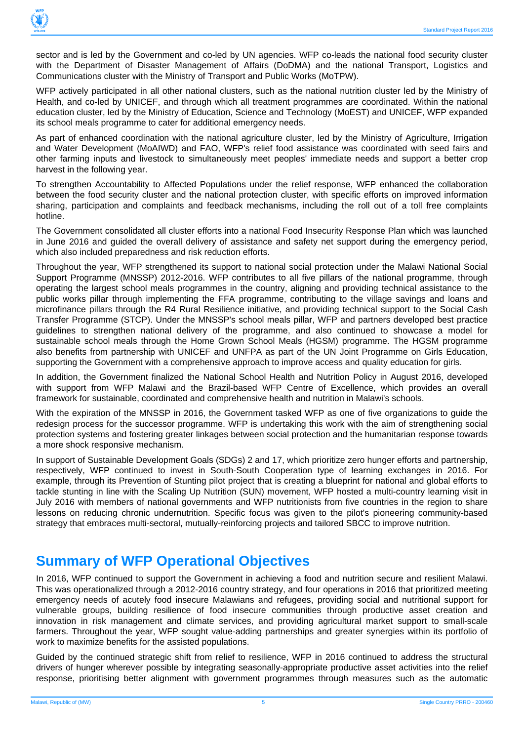sector and is led by the Government and co-led by UN agencies. WFP co-leads the national food security cluster with the Department of Disaster Management of Affairs (DoDMA) and the national Transport, Logistics and Communications cluster with the Ministry of Transport and Public Works (MoTPW).

WFP actively participated in all other national clusters, such as the national nutrition cluster led by the Ministry of Health, and co-led by UNICEF, and through which all treatment programmes are coordinated. Within the national education cluster, led by the Ministry of Education, Science and Technology (MoEST) and UNICEF, WFP expanded its school meals programme to cater for additional emergency needs.

As part of enhanced coordination with the national agriculture cluster, led by the Ministry of Agriculture, Irrigation and Water Development (MoAIWD) and FAO, WFP's relief food assistance was coordinated with seed fairs and other farming inputs and livestock to simultaneously meet peoples' immediate needs and support a better crop harvest in the following year.

To strengthen Accountability to Affected Populations under the relief response, WFP enhanced the collaboration between the food security cluster and the national protection cluster, with specific efforts on improved information sharing, participation and complaints and feedback mechanisms, including the roll out of a toll free complaints hotline.

The Government consolidated all cluster efforts into a national Food Insecurity Response Plan which was launched in June 2016 and guided the overall delivery of assistance and safety net support during the emergency period, which also included preparedness and risk reduction efforts.

Throughout the year, WFP strengthened its support to national social protection under the Malawi National Social Support Programme (MNSSP) 2012-2016. WFP contributes to all five pillars of the national programme, through operating the largest school meals programmes in the country, aligning and providing technical assistance to the public works pillar through implementing the FFA programme, contributing to the village savings and loans and microfinance pillars through the R4 Rural Resilience initiative, and providing technical support to the Social Cash Transfer Programme (STCP). Under the MNSSP's school meals pillar, WFP and partners developed best practice guidelines to strengthen national delivery of the programme, and also continued to showcase a model for sustainable school meals through the Home Grown School Meals (HGSM) programme. The HGSM programme also benefits from partnership with UNICEF and UNFPA as part of the UN Joint Programme on Girls Education, supporting the Government with a comprehensive approach to improve access and quality education for girls.

In addition, the Government finalized the National School Health and Nutrition Policy in August 2016, developed with support from WFP Malawi and the Brazil-based WFP Centre of Excellence, which provides an overall framework for sustainable, coordinated and comprehensive health and nutrition in Malawi's schools.

With the expiration of the MNSSP in 2016, the Government tasked WFP as one of five organizations to guide the redesign process for the successor programme. WFP is undertaking this work with the aim of strengthening social protection systems and fostering greater linkages between social protection and the humanitarian response towards a more shock responsive mechanism.

In support of Sustainable Development Goals (SDGs) 2 and 17, which prioritize zero hunger efforts and partnership, respectively, WFP continued to invest in South-South Cooperation type of learning exchanges in 2016. For example, through its Prevention of Stunting pilot project that is creating a blueprint for national and global efforts to tackle stunting in line with the Scaling Up Nutrition (SUN) movement, WFP hosted a multi-country learning visit in July 2016 with members of national governments and WFP nutritionists from five countries in the region to share lessons on reducing chronic undernutrition. Specific focus was given to the pilot's pioneering community-based strategy that embraces multi-sectoral, mutually-reinforcing projects and tailored SBCC to improve nutrition.

## Summary of WFP Operational Objectives

In 2016, WFP continued to support the Government in achieving a food and nutrition secure and resilient Malawi. This was operationalized through a 2012-2016 country strategy, and four operations in 2016 that prioritized meeting emergency needs of acutely food insecure Malawians and refugees, providing social and nutritional support for vulnerable groups, building resilience of food insecure communities through productive asset creation and innovation in risk management and climate services, and providing agricultural market support to small-scale farmers. Throughout the year, WFP sought value-adding partnerships and greater synergies within its portfolio of work to maximize benefits for the assisted populations.

Guided by the continued strategic shift from relief to resilience, WFP in 2016 continued to address the structural drivers of hunger wherever possible by integrating seasonally-appropriate productive asset activities into the relief response, prioritising better alignment with government programmes through measures such as the automatic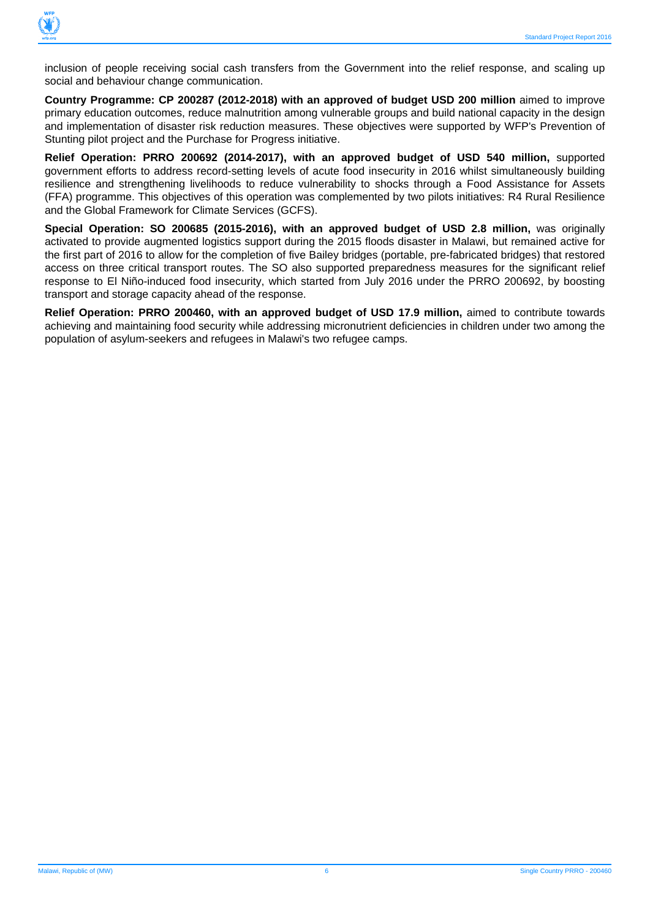inclusion of people receiving social cash transfers from the Government into the relief response, and scaling up social and behaviour change communication.

**Country Programme: CP 200287 (2012-2018) with an approved of budget USD 200 million** aimed to improve primary education outcomes, reduce malnutrition among vulnerable groups and build national capacity in the design and implementation of disaster risk reduction measures. These objectives were supported by WFP's Prevention of Stunting pilot project and the Purchase for Progress initiative.

**Relief Operation: PRRO 200692 (2014-2017), with an approved budget of USD 540 million,** supported government efforts to address record-setting levels of acute food insecurity in 2016 whilst simultaneously building resilience and strengthening livelihoods to reduce vulnerability to shocks through a Food Assistance for Assets (FFA) programme. This objectives of this operation was complemented by two pilots initiatives: R4 Rural Resilience and the Global Framework for Climate Services (GCFS).

**Special Operation: SO 200685 (2015-2016), with an approved budget of USD 2.8 million,** was originally activated to provide augmented logistics support during the 2015 floods disaster in Malawi, but remained active for the first part of 2016 to allow for the completion of five Bailey bridges (portable, pre-fabricated bridges) that restored access on three critical transport routes. The SO also supported preparedness measures for the significant relief response to El Niño-induced food insecurity, which started from July 2016 under the PRRO 200692, by boosting transport and storage capacity ahead of the response.

**Relief Operation: PRRO 200460, with an approved budget of USD 17.9 million,** aimed to contribute towards achieving and maintaining food security while addressing micronutrient deficiencies in children under two among the population of asylum-seekers and refugees in Malawi's two refugee camps.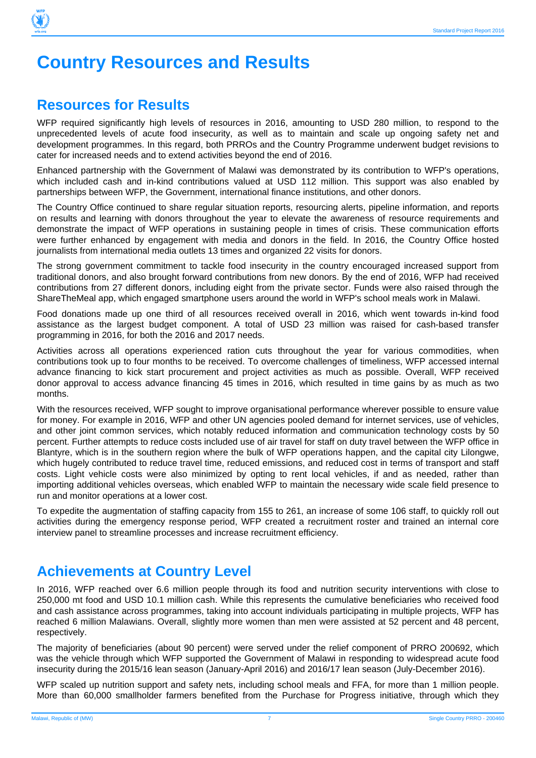# Country Resources and Results

## Resources for Results

WFP required significantly high levels of resources in 2016, amounting to USD 280 million, to respond to the unprecedented levels of acute food insecurity, as well as to maintain and scale up ongoing safety net and development programmes. In this regard, both PRROs and the Country Programme underwent budget revisions to cater for increased needs and to extend activities beyond the end of 2016.

Enhanced partnership with the Government of Malawi was demonstrated by its contribution to WFP's operations, which included cash and in-kind contributions valued at USD 112 million. This support was also enabled by partnerships between WFP, the Government, international finance institutions, and other donors.

The Country Office continued to share regular situation reports, resourcing alerts, pipeline information, and reports on results and learning with donors throughout the year to elevate the awareness of resource requirements and demonstrate the impact of WFP operations in sustaining people in times of crisis. These communication efforts were further enhanced by engagement with media and donors in the field. In 2016, the Country Office hosted journalists from international media outlets 13 times and organized 22 visits for donors.

The strong government commitment to tackle food insecurity in the country encouraged increased support from traditional donors, and also brought forward contributions from new donors. By the end of 2016, WFP had received contributions from 27 different donors, including eight from the private sector. Funds were also raised through the ShareTheMeal app, which engaged smartphone users around the world in WFP's school meals work in Malawi.

Food donations made up one third of all resources received overall in 2016, which went towards in-kind food assistance as the largest budget component. A total of USD 23 million was raised for cash-based transfer programming in 2016, for both the 2016 and 2017 needs.

Activities across all operations experienced ration cuts throughout the year for various commodities, when contributions took up to four months to be received. To overcome challenges of timeliness, WFP accessed internal advance financing to kick start procurement and project activities as much as possible. Overall, WFP received donor approval to access advance financing 45 times in 2016, which resulted in time gains by as much as two months.

With the resources received, WFP sought to improve organisational performance wherever possible to ensure value for money. For example in 2016, WFP and other UN agencies pooled demand for internet services, use of vehicles, and other joint common services, which notably reduced information and communication technology costs by 50 percent. Further attempts to reduce costs included use of air travel for staff on duty travel between the WFP office in Blantyre, which is in the southern region where the bulk of WFP operations happen, and the capital city Lilongwe, which hugely contributed to reduce travel time, reduced emissions, and reduced cost in terms of transport and staff costs. Light vehicle costs were also minimized by opting to rent local vehicles, if and as needed, rather than importing additional vehicles overseas, which enabled WFP to maintain the necessary wide scale field presence to run and monitor operations at a lower cost.

To expedite the augmentation of staffing capacity from 155 to 261, an increase of some 106 staff, to quickly roll out activities during the emergency response period, WFP created a recruitment roster and trained an internal core interview panel to streamline processes and increase recruitment efficiency.

## Achievements at Country Level

In 2016, WFP reached over 6.6 million people through its food and nutrition security interventions with close to 250,000 mt food and USD 10.1 million cash. While this represents the cumulative beneficiaries who received food and cash assistance across programmes, taking into account individuals participating in multiple projects, WFP has reached 6 million Malawians. Overall, slightly more women than men were assisted at 52 percent and 48 percent, respectively.

The majority of beneficiaries (about 90 percent) were served under the relief component of PRRO 200692, which was the vehicle through which WFP supported the Government of Malawi in responding to widespread acute food insecurity during the 2015/16 lean season (January-April 2016) and 2016/17 lean season (July-December 2016).

WFP scaled up nutrition support and safety nets, including school meals and FFA, for more than 1 million people. More than 60,000 smallholder farmers benefited from the Purchase for Progress initiative, through which they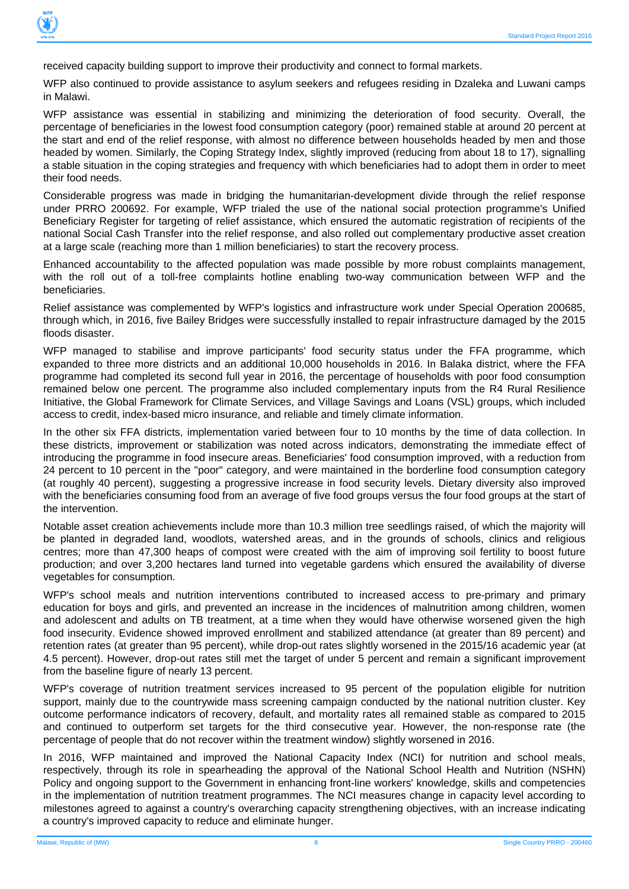received capacity building support to improve their productivity and connect to formal markets.

WFP also continued to provide assistance to asylum seekers and refugees residing in Dzaleka and Luwani camps in Malawi.

WFP assistance was essential in stabilizing and minimizing the deterioration of food security. Overall, the percentage of beneficiaries in the lowest food consumption category (poor) remained stable at around 20 percent at the start and end of the relief response, with almost no difference between households headed by men and those headed by women. Similarly, the Coping Strategy Index, slightly improved (reducing from about 18 to 17), signalling a stable situation in the coping strategies and frequency with which beneficiaries had to adopt them in order to meet their food needs.

Considerable progress was made in bridging the humanitarian-development divide through the relief response under PRRO 200692. For example, WFP trialed the use of the national social protection programme's Unified Beneficiary Register for targeting of relief assistance, which ensured the automatic registration of recipients of the national Social Cash Transfer into the relief response, and also rolled out complementary productive asset creation at a large scale (reaching more than 1 million beneficiaries) to start the recovery process.

Enhanced accountability to the affected population was made possible by more robust complaints management, with the roll out of a toll-free complaints hotline enabling two-way communication between WFP and the beneficiaries.

Relief assistance was complemented by WFP's logistics and infrastructure work under Special Operation 200685, through which, in 2016, five Bailey Bridges were successfully installed to repair infrastructure damaged by the 2015 floods disaster.

WFP managed to stabilise and improve participants' food security status under the FFA programme, which expanded to three more districts and an additional 10,000 households in 2016. In Balaka district, where the FFA programme had completed its second full year in 2016, the percentage of households with poor food consumption remained below one percent. The programme also included complementary inputs from the R4 Rural Resilience Initiative, the Global Framework for Climate Services, and Village Savings and Loans (VSL) groups, which included access to credit, index-based micro insurance, and reliable and timely climate information.

In the other six FFA districts, implementation varied between four to 10 months by the time of data collection. In these districts, improvement or stabilization was noted across indicators, demonstrating the immediate effect of introducing the programme in food insecure areas. Beneficiaries' food consumption improved, with a reduction from 24 percent to 10 percent in the "poor" category, and were maintained in the borderline food consumption category (at roughly 40 percent), suggesting a progressive increase in food security levels. Dietary diversity also improved with the beneficiaries consuming food from an average of five food groups versus the four food groups at the start of the intervention.

Notable asset creation achievements include more than 10.3 million tree seedlings raised, of which the majority will be planted in degraded land, woodlots, watershed areas, and in the grounds of schools, clinics and religious centres; more than 47,300 heaps of compost were created with the aim of improving soil fertility to boost future production; and over 3,200 hectares land turned into vegetable gardens which ensured the availability of diverse vegetables for consumption.

WFP's school meals and nutrition interventions contributed to increased access to pre-primary and primary education for boys and girls, and prevented an increase in the incidences of malnutrition among children, women and adolescent and adults on TB treatment, at a time when they would have otherwise worsened given the high food insecurity. Evidence showed improved enrollment and stabilized attendance (at greater than 89 percent) and retention rates (at greater than 95 percent), while drop-out rates slightly worsened in the 2015/16 academic year (at 4.5 percent). However, drop-out rates still met the target of under 5 percent and remain a significant improvement from the baseline figure of nearly 13 percent.

WFP's coverage of nutrition treatment services increased to 95 percent of the population eligible for nutrition support, mainly due to the countrywide mass screening campaign conducted by the national nutrition cluster. Key outcome performance indicators of recovery, default, and mortality rates all remained stable as compared to 2015 and continued to outperform set targets for the third consecutive year. However, the non-response rate (the percentage of people that do not recover within the treatment window) slightly worsened in 2016.

In 2016, WFP maintained and improved the National Capacity Index (NCI) for nutrition and school meals, respectively, through its role in spearheading the approval of the National School Health and Nutrition (NSHN) Policy and ongoing support to the Government in enhancing front-line workers' knowledge, skills and competencies in the implementation of nutrition treatment programmes. The NCI measures change in capacity level according to milestones agreed to against a country's overarching capacity strengthening objectives, with an increase indicating a country's improved capacity to reduce and eliminate hunger.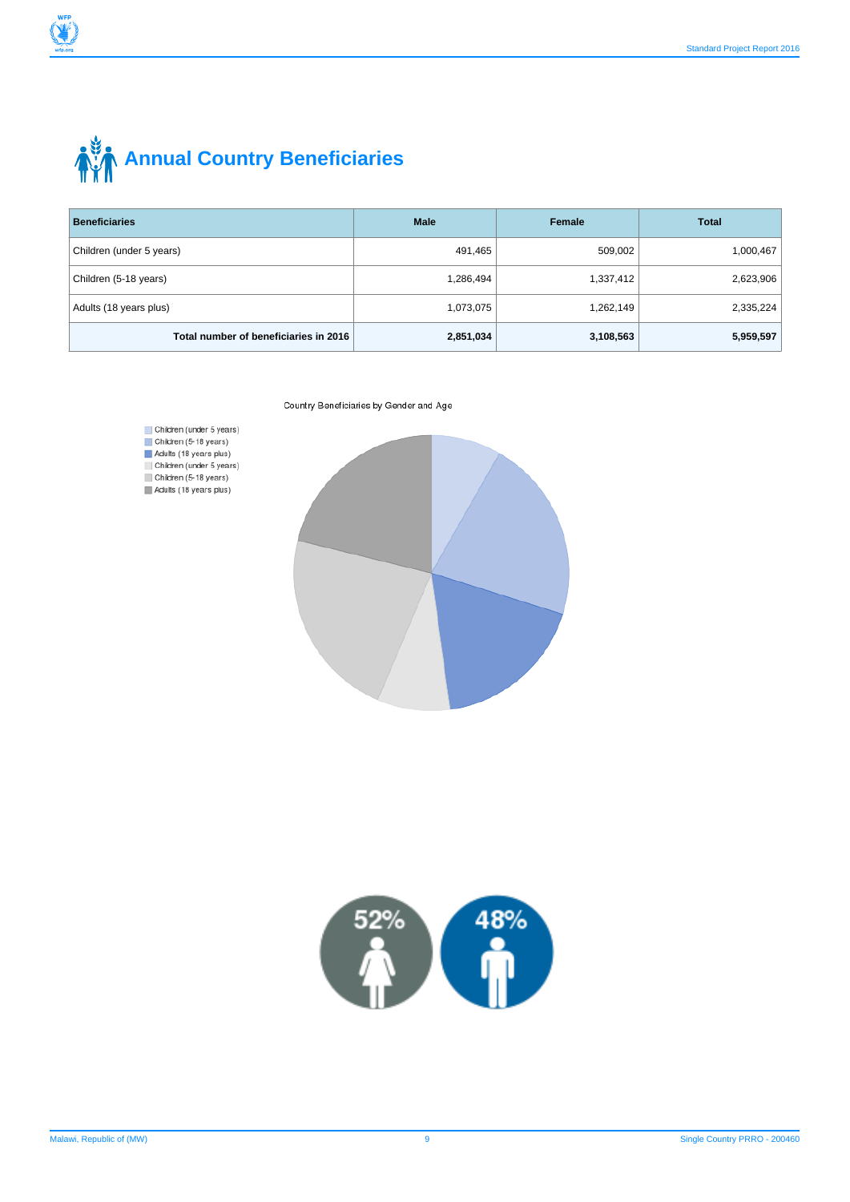# Annual Country Beneficiaries

| Beneficiaries | Male | Female | Total |
|---|---|---|---|
| Children (under 5 years) | 491,465 | 509,002 | 1,000,467 |
| Children (5-18 years) | 1,286,494 | 1,337,412 | 2,623,906 |
| Adults (18 years plus) | 1,073,075 | 1,262,149 | 2,335,224 |
| **Total number of beneficiaries in 2016** | **2,851,034** | **3,108,563** | **5,959,597** |

Country Beneficiaries by Gender and Age

- Children (under 5 years)
- Children (5-18 years)
- Adults (18 years plus)
- Children (under 5 years)
- Children (5-18 years)
- Adults (18 years plus)

52%

48%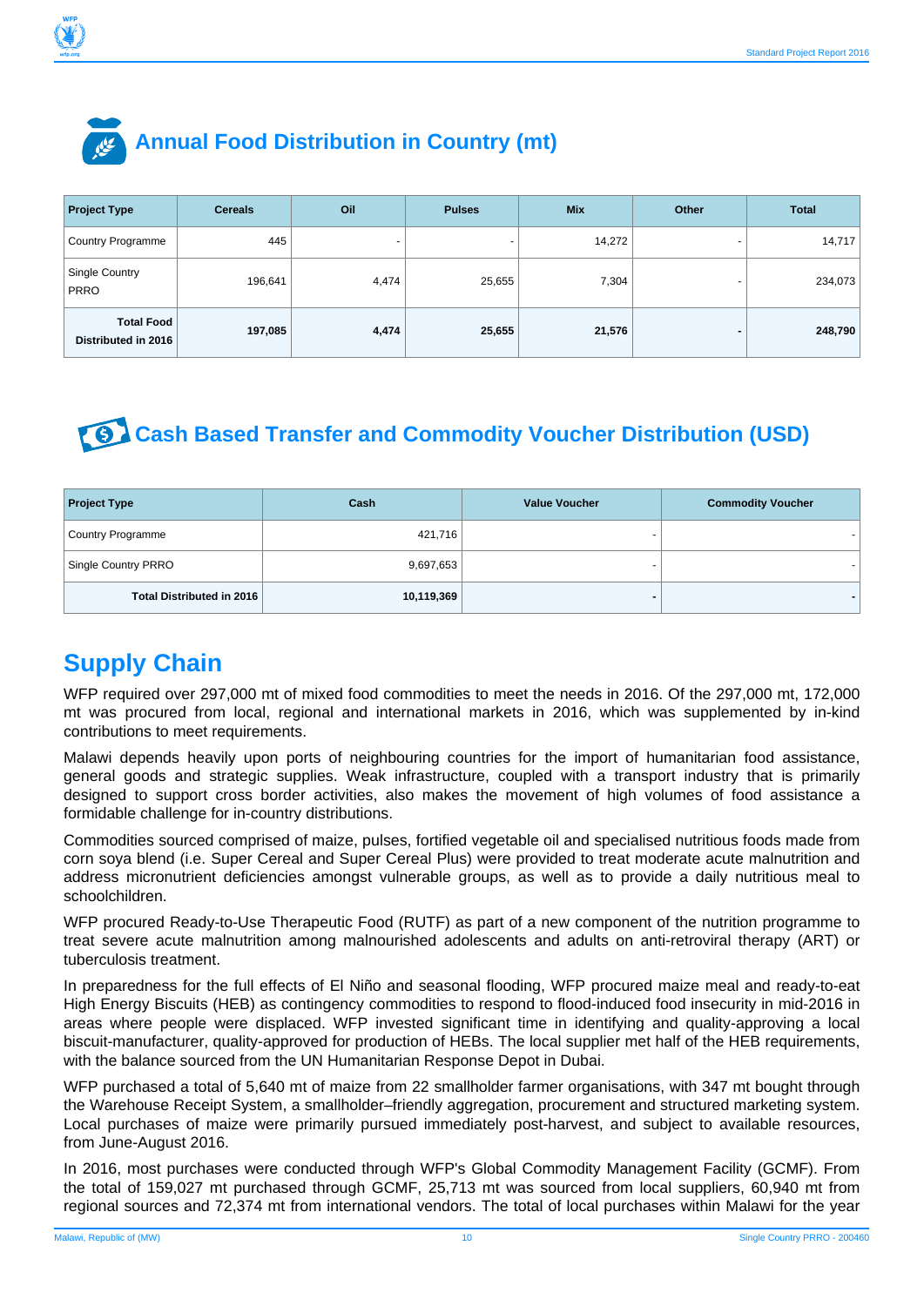## Annual Food Distribution in Country (mt)

| Project Type | Cereals | Oil | Pulses | Mix | Other | Total |
|---|---|---|---|---|---|---|
| Country Programme | 445 | - | - | 14,272 | - | 14,717 |
| Single Country PRRO | 196,641 | 4,474 | 25,655 | 7,304 | - | 234,073 |
| **Total Food Distributed in 2016** | **197,085** | **4,474** | **25,655** | **21,576** | **-** | **248,790** |

## Cash Based Transfer and Commodity Voucher Distribution (USD)

| Project Type | Cash | Value Voucher | Commodity Voucher |
|---|---|---|---|
| Country Programme | 421,716 | - | - |
| Single Country PRRO | 9,697,653 | - | - |
| **Total Distributed in 2016** | **10,119,369** | **-** | **-** |

# Supply Chain

WFP required over 297,000 mt of mixed food commodities to meet the needs in 2016. Of the 297,000 mt, 172,000 mt was procured from local, regional and international markets in 2016, which was supplemented by in-kind contributions to meet requirements.

Malawi depends heavily upon ports of neighbouring countries for the import of humanitarian food assistance, general goods and strategic supplies. Weak infrastructure, coupled with a transport industry that is primarily designed to support cross border activities, also makes the movement of high volumes of food assistance a formidable challenge for in-country distributions.

Commodities sourced comprised of maize, pulses, fortified vegetable oil and specialised nutritious foods made from corn soya blend (i.e. Super Cereal and Super Cereal Plus) were provided to treat moderate acute malnutrition and address micronutrient deficiencies amongst vulnerable groups, as well as to provide a daily nutritious meal to schoolchildren.

WFP procured Ready-to-Use Therapeutic Food (RUTF) as part of a new component of the nutrition programme to treat severe acute malnutrition among malnourished adolescents and adults on anti-retroviral therapy (ART) or tuberculosis treatment.

In preparedness for the full effects of El Niño and seasonal flooding, WFP procured maize meal and ready-to-eat High Energy Biscuits (HEB) as contingency commodities to respond to flood-induced food insecurity in mid-2016 in areas where people were displaced. WFP invested significant time in identifying and quality-approving a local biscuit-manufacturer, quality-approved for production of HEBs. The local supplier met half of the HEB requirements, with the balance sourced from the UN Humanitarian Response Depot in Dubai.

WFP purchased a total of 5,640 mt of maize from 22 smallholder farmer organisations, with 347 mt bought through the Warehouse Receipt System, a smallholder–friendly aggregation, procurement and structured marketing system. Local purchases of maize were primarily pursued immediately post-harvest, and subject to available resources, from June-August 2016.

In 2016, most purchases were conducted through WFP's Global Commodity Management Facility (GCMF). From the total of 159,027 mt purchased through GCMF, 25,713 mt was sourced from local suppliers, 60,940 mt from regional sources and 72,374 mt from international vendors. The total of local purchases within Malawi for the year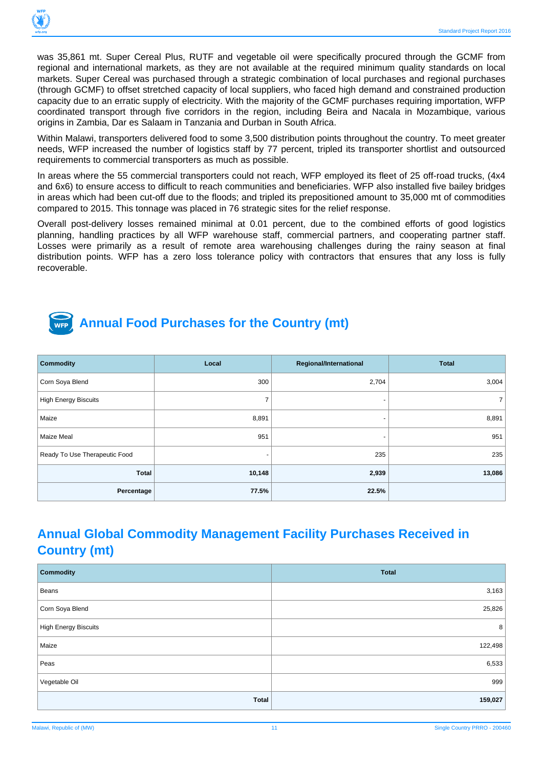was 35,861 mt. Super Cereal Plus, RUTF and vegetable oil were specifically procured through the GCMF from regional and international markets, as they are not available at the required minimum quality standards on local markets. Super Cereal was purchased through a strategic combination of local purchases and regional purchases (through GCMF) to offset stretched capacity of local suppliers, who faced high demand and constrained production capacity due to an erratic supply of electricity. With the majority of the GCMF purchases requiring importation, WFP coordinated transport through five corridors in the region, including Beira and Nacala in Mozambique, various origins in Zambia, Dar es Salaam in Tanzania and Durban in South Africa.

Within Malawi, transporters delivered food to some 3,500 distribution points throughout the country. To meet greater needs, WFP increased the number of logistics staff by 77 percent, tripled its transporter shortlist and outsourced requirements to commercial transporters as much as possible.

In areas where the 55 commercial transporters could not reach, WFP employed its fleet of 25 off-road trucks, (4x4 and 6x6) to ensure access to difficult to reach communities and beneficiaries. WFP also installed five bailey bridges in areas which had been cut-off due to the floods; and tripled its prepositioned amount to 35,000 mt of commodities compared to 2015. This tonnage was placed in 76 strategic sites for the relief response.

Overall post-delivery losses remained minimal at 0.01 percent, due to the combined efforts of good logistics planning, handling practices by all WFP warehouse staff, commercial partners, and cooperating partner staff. Losses were primarily as a result of remote area warehousing challenges during the rainy season at final distribution points. WFP has a zero loss tolerance policy with contractors that ensures that any loss is fully recoverable.

## Annual Food Purchases for the Country (mt)

| Commodity | Local | Regional/International | Total |
|---|---|---|---|
| Corn Soya Blend | 300 | 2,704 | 3,004 |
| High Energy Biscuits | 7 | - | 7 |
| Maize | 8,891 | - | 8,891 |
| Maize Meal | 951 | - | 951 |
| Ready To Use Therapeutic Food | - | 235 | 235 |
| **Total** | **10,148** | **2,939** | **13,086** |
| **Percentage** | **77.5%** | **22.5%** | |

## Annual Global Commodity Management Facility Purchases Received in Country (mt)

| Commodity | Total |
|---|---|
| Beans | 3,163 |
| Corn Soya Blend | 25,826 |
| High Energy Biscuits | 8 |
| Maize | 122,498 |
| Peas | 6,533 |
| Vegetable Oil | 999 |
| **Total** | **159,027** |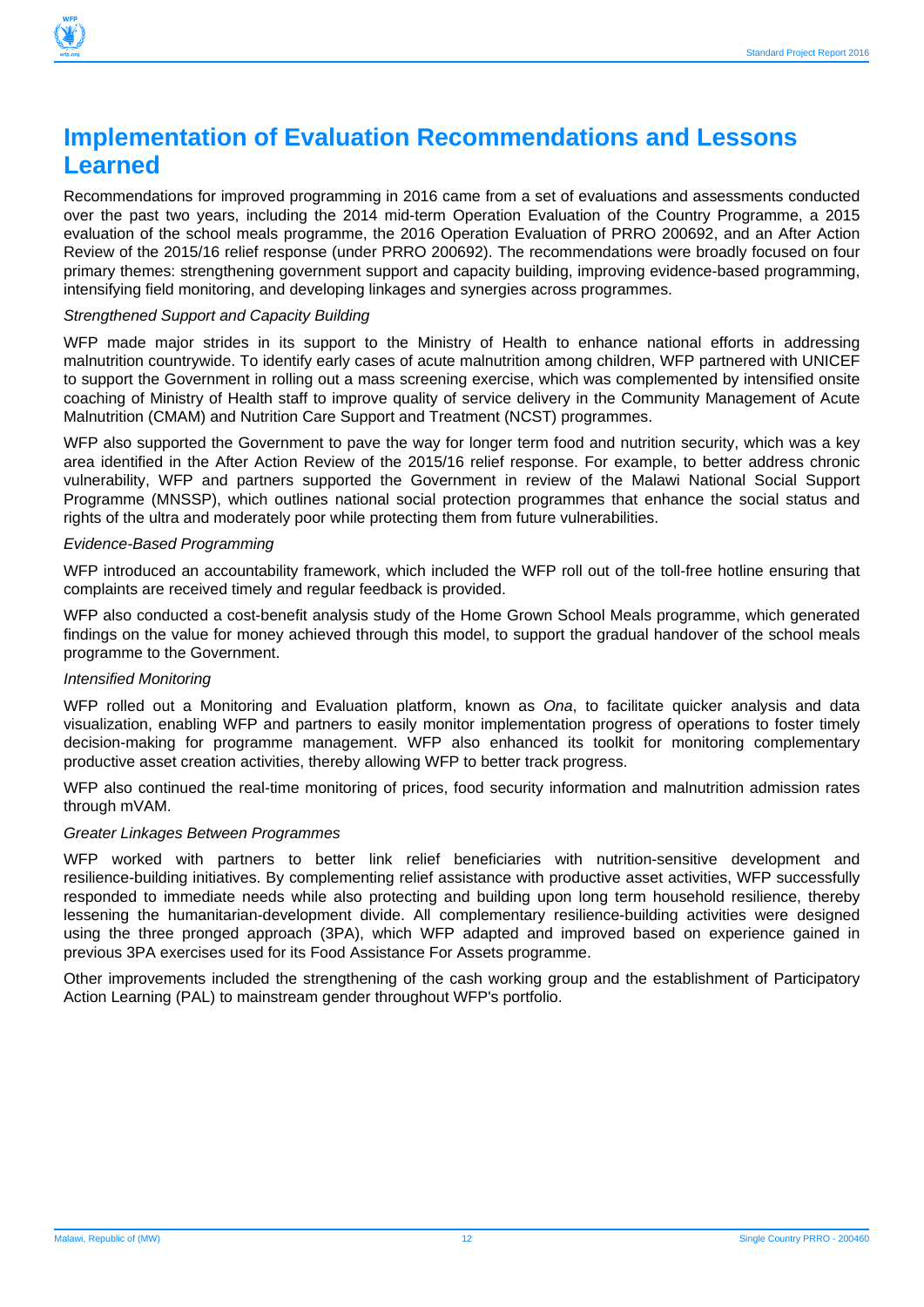# Implementation of Evaluation Recommendations and Lessons Learned

Recommendations for improved programming in 2016 came from a set of evaluations and assessments conducted over the past two years, including the 2014 mid-term Operation Evaluation of the Country Programme, a 2015 evaluation of the school meals programme, the 2016 Operation Evaluation of PRRO 200692, and an After Action Review of the 2015/16 relief response (under PRRO 200692). The recommendations were broadly focused on four primary themes: strengthening government support and capacity building, improving evidence-based programming, intensifying field monitoring, and developing linkages and synergies across programmes.

*Strengthened Support and Capacity Building*

WFP made major strides in its support to the Ministry of Health to enhance national efforts in addressing malnutrition countrywide. To identify early cases of acute malnutrition among children, WFP partnered with UNICEF to support the Government in rolling out a mass screening exercise, which was complemented by intensified onsite coaching of Ministry of Health staff to improve quality of service delivery in the Community Management of Acute Malnutrition (CMAM) and Nutrition Care Support and Treatment (NCST) programmes.

WFP also supported the Government to pave the way for longer term food and nutrition security, which was a key area identified in the After Action Review of the 2015/16 relief response. For example, to better address chronic vulnerability, WFP and partners supported the Government in review of the Malawi National Social Support Programme (MNSSP), which outlines national social protection programmes that enhance the social status and rights of the ultra and moderately poor while protecting them from future vulnerabilities.

*Evidence-Based Programming*

WFP introduced an accountability framework, which included the WFP roll out of the toll-free hotline ensuring that complaints are received timely and regular feedback is provided.

WFP also conducted a cost-benefit analysis study of the Home Grown School Meals programme, which generated findings on the value for money achieved through this model, to support the gradual handover of the school meals programme to the Government.

*Intensified Monitoring*

WFP rolled out a Monitoring and Evaluation platform, known as *Ona*, to facilitate quicker analysis and data visualization, enabling WFP and partners to easily monitor implementation progress of operations to foster timely decision-making for programme management. WFP also enhanced its toolkit for monitoring complementary productive asset creation activities, thereby allowing WFP to better track progress.

WFP also continued the real-time monitoring of prices, food security information and malnutrition admission rates through mVAM.

*Greater Linkages Between Programmes*

WFP worked with partners to better link relief beneficiaries with nutrition-sensitive development and resilience-building initiatives. By complementing relief assistance with productive asset activities, WFP successfully responded to immediate needs while also protecting and building upon long term household resilience, thereby lessening the humanitarian-development divide. All complementary resilience-building activities were designed using the three pronged approach (3PA), which WFP adapted and improved based on experience gained in previous 3PA exercises used for its Food Assistance For Assets programme.

Other improvements included the strengthening of the cash working group and the establishment of Participatory Action Learning (PAL) to mainstream gender throughout WFP's portfolio.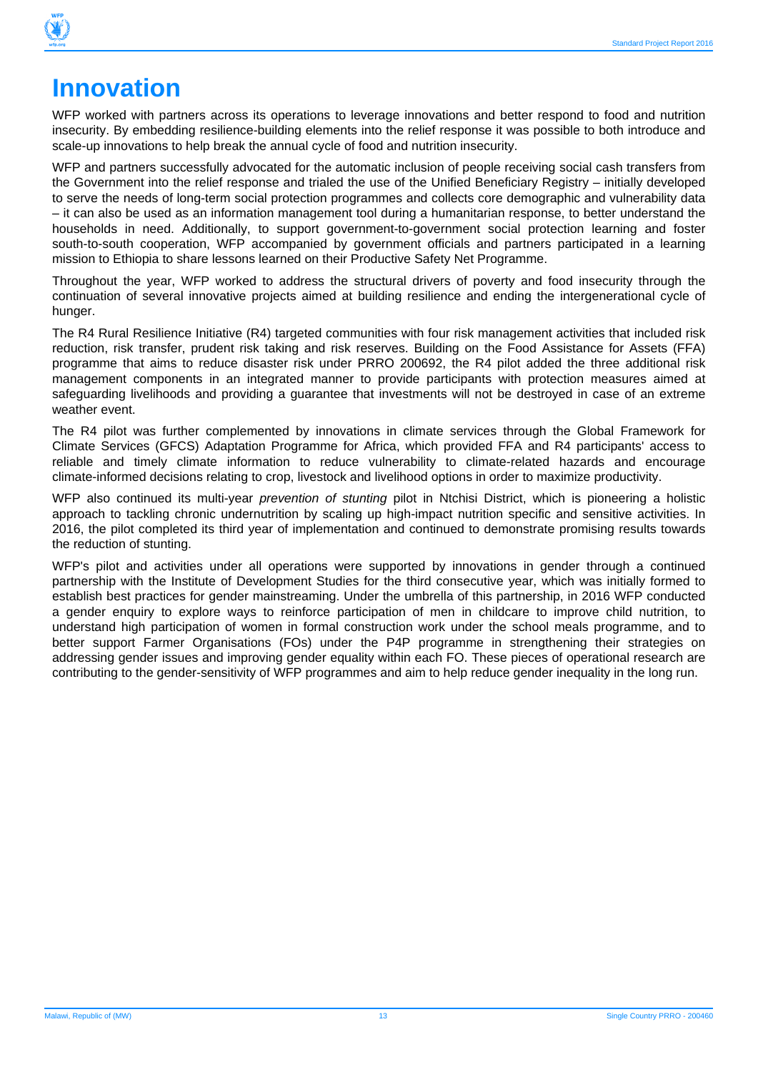# Innovation

WFP worked with partners across its operations to leverage innovations and better respond to food and nutrition insecurity. By embedding resilience-building elements into the relief response it was possible to both introduce and scale-up innovations to help break the annual cycle of food and nutrition insecurity.

WFP and partners successfully advocated for the automatic inclusion of people receiving social cash transfers from the Government into the relief response and trialed the use of the Unified Beneficiary Registry – initially developed to serve the needs of long-term social protection programmes and collects core demographic and vulnerability data – it can also be used as an information management tool during a humanitarian response, to better understand the households in need. Additionally, to support government-to-government social protection learning and foster south-to-south cooperation, WFP accompanied by government officials and partners participated in a learning mission to Ethiopia to share lessons learned on their Productive Safety Net Programme.

Throughout the year, WFP worked to address the structural drivers of poverty and food insecurity through the continuation of several innovative projects aimed at building resilience and ending the intergenerational cycle of hunger.

The R4 Rural Resilience Initiative (R4) targeted communities with four risk management activities that included risk reduction, risk transfer, prudent risk taking and risk reserves. Building on the Food Assistance for Assets (FFA) programme that aims to reduce disaster risk under PRRO 200692, the R4 pilot added the three additional risk management components in an integrated manner to provide participants with protection measures aimed at safeguarding livelihoods and providing a guarantee that investments will not be destroyed in case of an extreme weather event.

The R4 pilot was further complemented by innovations in climate services through the Global Framework for Climate Services (GFCS) Adaptation Programme for Africa, which provided FFA and R4 participants' access to reliable and timely climate information to reduce vulnerability to climate-related hazards and encourage climate-informed decisions relating to crop, livestock and livelihood options in order to maximize productivity.

WFP also continued its multi-year *prevention of stunting* pilot in Ntchisi District, which is pioneering a holistic approach to tackling chronic undernutrition by scaling up high-impact nutrition specific and sensitive activities. In 2016, the pilot completed its third year of implementation and continued to demonstrate promising results towards the reduction of stunting.

WFP's pilot and activities under all operations were supported by innovations in gender through a continued partnership with the Institute of Development Studies for the third consecutive year, which was initially formed to establish best practices for gender mainstreaming. Under the umbrella of this partnership, in 2016 WFP conducted a gender enquiry to explore ways to reinforce participation of men in childcare to improve child nutrition, to understand high participation of women in formal construction work under the school meals programme, and to better support Farmer Organisations (FOs) under the P4P programme in strengthening their strategies on addressing gender issues and improving gender equality within each FO. These pieces of operational research are contributing to the gender-sensitivity of WFP programmes and aim to help reduce gender inequality in the long run.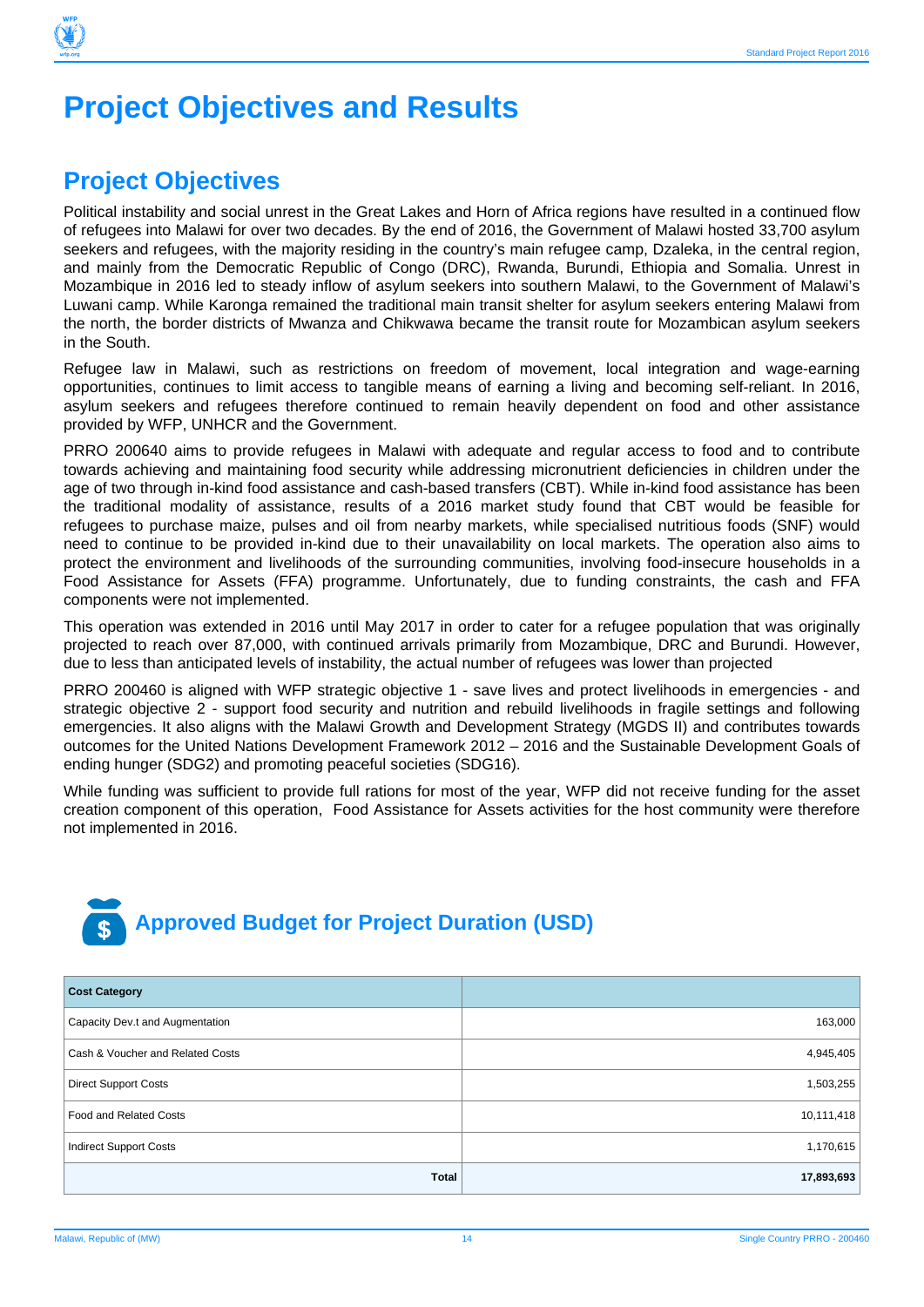# Project Objectives and Results

## Project Objectives

Political instability and social unrest in the Great Lakes and Horn of Africa regions have resulted in a continued flow of refugees into Malawi for over two decades. By the end of 2016, the Government of Malawi hosted 33,700 asylum seekers and refugees, with the majority residing in the country's main refugee camp, Dzaleka, in the central region, and mainly from the Democratic Republic of Congo (DRC), Rwanda, Burundi, Ethiopia and Somalia. Unrest in Mozambique in 2016 led to steady inflow of asylum seekers into southern Malawi, to the Government of Malawi's Luwani camp. While Karonga remained the traditional main transit shelter for asylum seekers entering Malawi from the north, the border districts of Mwanza and Chikwawa became the transit route for Mozambican asylum seekers in the South.

Refugee law in Malawi, such as restrictions on freedom of movement, local integration and wage-earning opportunities, continues to limit access to tangible means of earning a living and becoming self-reliant. In 2016, asylum seekers and refugees therefore continued to remain heavily dependent on food and other assistance provided by WFP, UNHCR and the Government.

PRRO 200640 aims to provide refugees in Malawi with adequate and regular access to food and to contribute towards achieving and maintaining food security while addressing micronutrient deficiencies in children under the age of two through in-kind food assistance and cash-based transfers (CBT). While in-kind food assistance has been the traditional modality of assistance, results of a 2016 market study found that CBT would be feasible for refugees to purchase maize, pulses and oil from nearby markets, while specialised nutritious foods (SNF) would need to continue to be provided in-kind due to their unavailability on local markets. The operation also aims to protect the environment and livelihoods of the surrounding communities, involving food-insecure households in a Food Assistance for Assets (FFA) programme. Unfortunately, due to funding constraints, the cash and FFA components were not implemented.

This operation was extended in 2016 until May 2017 in order to cater for a refugee population that was originally projected to reach over 87,000, with continued arrivals primarily from Mozambique, DRC and Burundi. However, due to less than anticipated levels of instability, the actual number of refugees was lower than projected

PRRO 200460 is aligned with WFP strategic objective 1 - save lives and protect livelihoods in emergencies - and strategic objective 2 - support food security and nutrition and rebuild livelihoods in fragile settings and following emergencies. It also aligns with the Malawi Growth and Development Strategy (MGDS II) and contributes towards outcomes for the United Nations Development Framework 2012 – 2016 and the Sustainable Development Goals of ending hunger (SDG2) and promoting peaceful societies (SDG16).

While funding was sufficient to provide full rations for most of the year, WFP did not receive funding for the asset creation component of this operation, Food Assistance for Assets activities for the host community were therefore not implemented in 2016.

## Approved Budget for Project Duration (USD)

| Cost Category | |
|---|---:|
| Capacity Dev.t and Augmentation | 163,000 |
| Cash & Voucher and Related Costs | 4,945,405 |
| Direct Support Costs | 1,503,255 |
| Food and Related Costs | 10,111,418 |
| Indirect Support Costs | 1,170,615 |
| **Total** | **17,893,693** |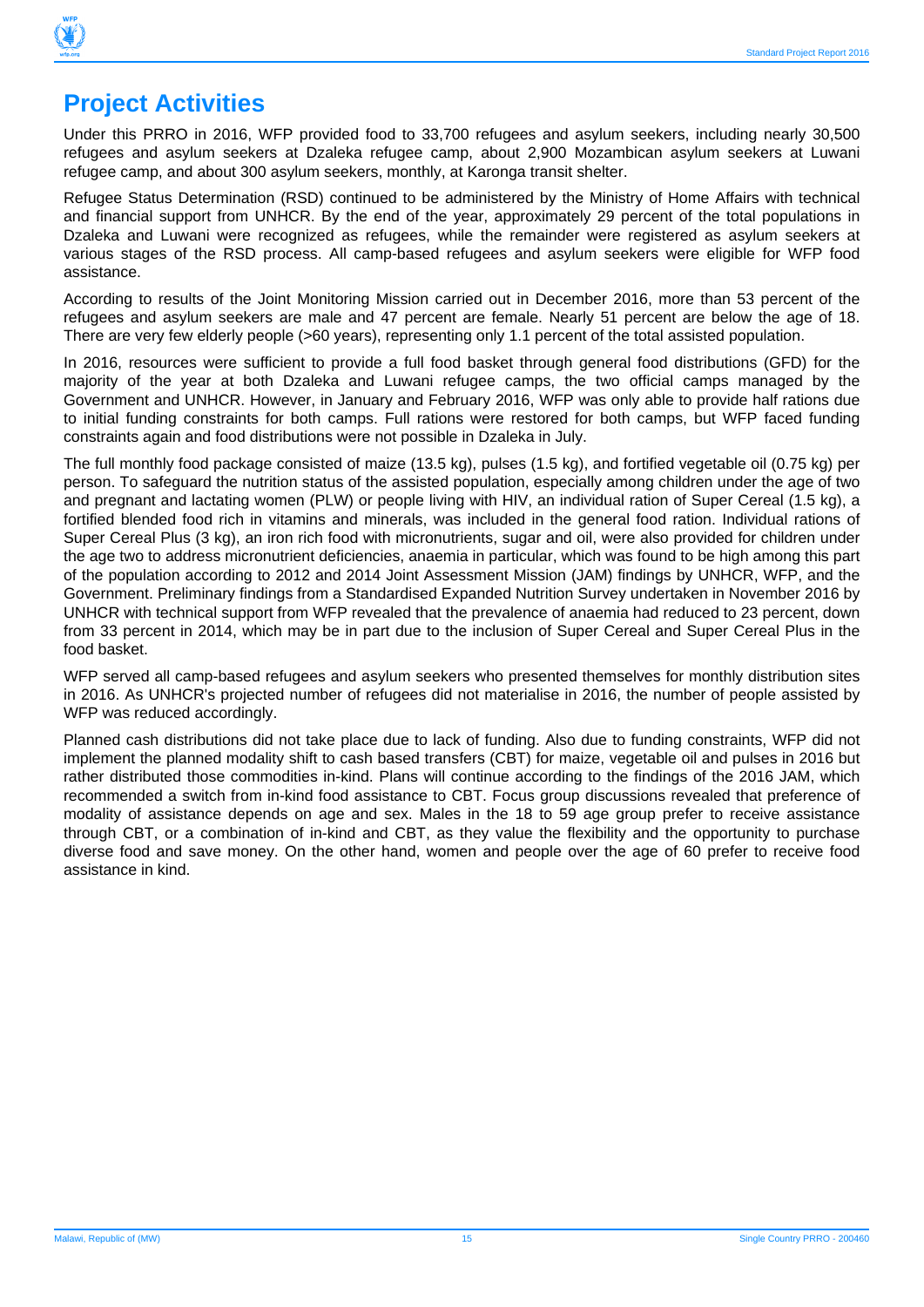# Project Activities

Under this PRRO in 2016, WFP provided food to 33,700 refugees and asylum seekers, including nearly 30,500 refugees and asylum seekers at Dzaleka refugee camp, about 2,900 Mozambican asylum seekers at Luwani refugee camp, and about 300 asylum seekers, monthly, at Karonga transit shelter.

Refugee Status Determination (RSD) continued to be administered by the Ministry of Home Affairs with technical and financial support from UNHCR. By the end of the year, approximately 29 percent of the total populations in Dzaleka and Luwani were recognized as refugees, while the remainder were registered as asylum seekers at various stages of the RSD process. All camp-based refugees and asylum seekers were eligible for WFP food assistance.

According to results of the Joint Monitoring Mission carried out in December 2016, more than 53 percent of the refugees and asylum seekers are male and 47 percent are female. Nearly 51 percent are below the age of 18. There are very few elderly people (>60 years), representing only 1.1 percent of the total assisted population.

In 2016, resources were sufficient to provide a full food basket through general food distributions (GFD) for the majority of the year at both Dzaleka and Luwani refugee camps, the two official camps managed by the Government and UNHCR. However, in January and February 2016, WFP was only able to provide half rations due to initial funding constraints for both camps. Full rations were restored for both camps, but WFP faced funding constraints again and food distributions were not possible in Dzaleka in July.

The full monthly food package consisted of maize (13.5 kg), pulses (1.5 kg), and fortified vegetable oil (0.75 kg) per person. To safeguard the nutrition status of the assisted population, especially among children under the age of two and pregnant and lactating women (PLW) or people living with HIV, an individual ration of Super Cereal (1.5 kg), a fortified blended food rich in vitamins and minerals, was included in the general food ration. Individual rations of Super Cereal Plus (3 kg), an iron rich food with micronutrients, sugar and oil, were also provided for children under the age two to address micronutrient deficiencies, anaemia in particular, which was found to be high among this part of the population according to 2012 and 2014 Joint Assessment Mission (JAM) findings by UNHCR, WFP, and the Government. Preliminary findings from a Standardised Expanded Nutrition Survey undertaken in November 2016 by UNHCR with technical support from WFP revealed that the prevalence of anaemia had reduced to 23 percent, down from 33 percent in 2014, which may be in part due to the inclusion of Super Cereal and Super Cereal Plus in the food basket.

WFP served all camp-based refugees and asylum seekers who presented themselves for monthly distribution sites in 2016. As UNHCR's projected number of refugees did not materialise in 2016, the number of people assisted by WFP was reduced accordingly.

Planned cash distributions did not take place due to lack of funding. Also due to funding constraints, WFP did not implement the planned modality shift to cash based transfers (CBT) for maize, vegetable oil and pulses in 2016 but rather distributed those commodities in-kind. Plans will continue according to the findings of the 2016 JAM, which recommended a switch from in-kind food assistance to CBT. Focus group discussions revealed that preference of modality of assistance depends on age and sex. Males in the 18 to 59 age group prefer to receive assistance through CBT, or a combination of in-kind and CBT, as they value the flexibility and the opportunity to purchase diverse food and save money. On the other hand, women and people over the age of 60 prefer to receive food assistance in kind.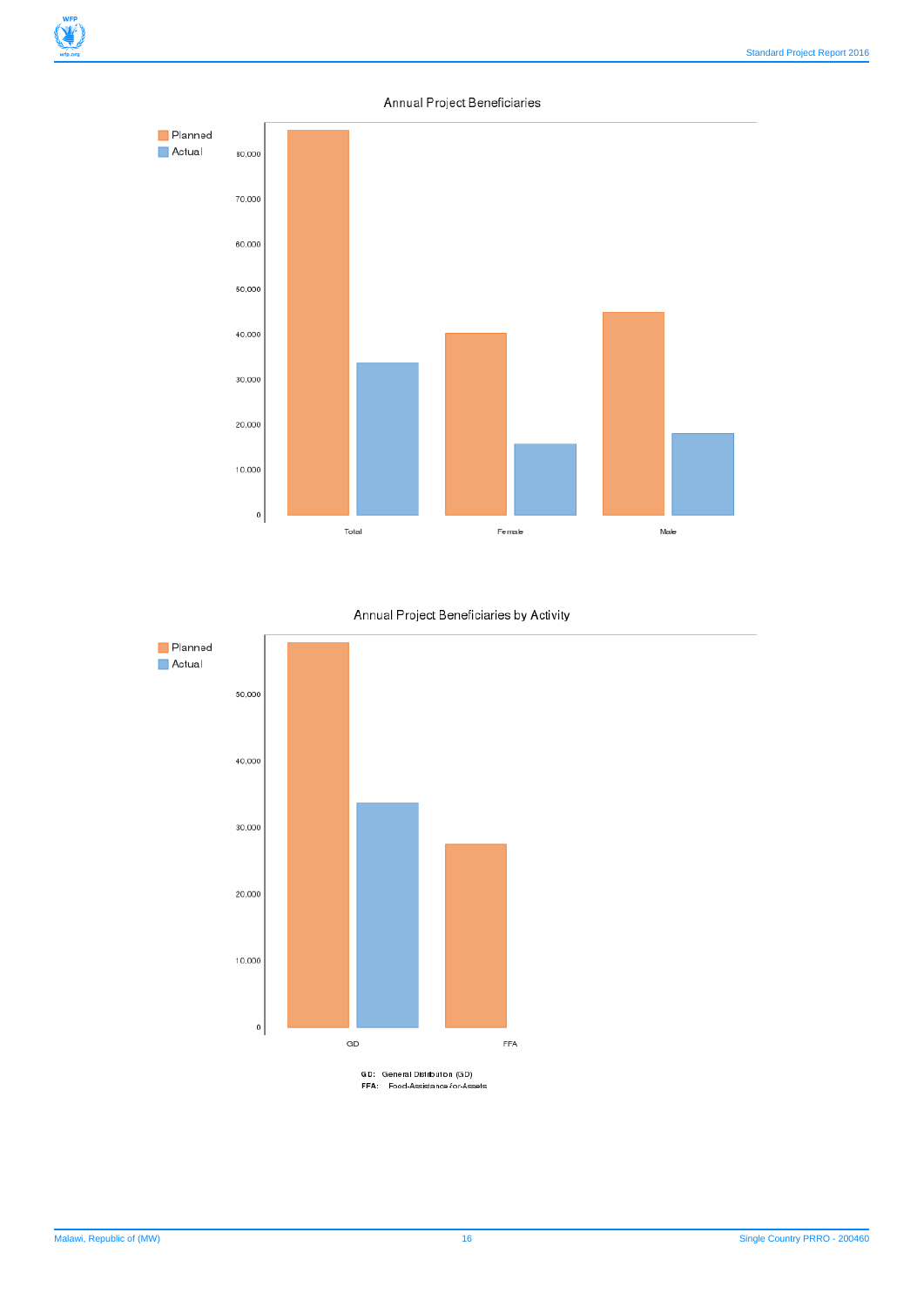Annual Project Beneficiaries

Planned
Actual

80,000
70,000
60,000
50,000
40,000
30,000
20,000
10,000
0

Total
Female
Male

Annual Project Beneficiaries by Activity

Planned
Actual

50,000
40,000
30,000
20,000
10,000
0

GD
FFA

**GD:** General Distribution (GD)
**FFA:** Food-Assistance-for-Assets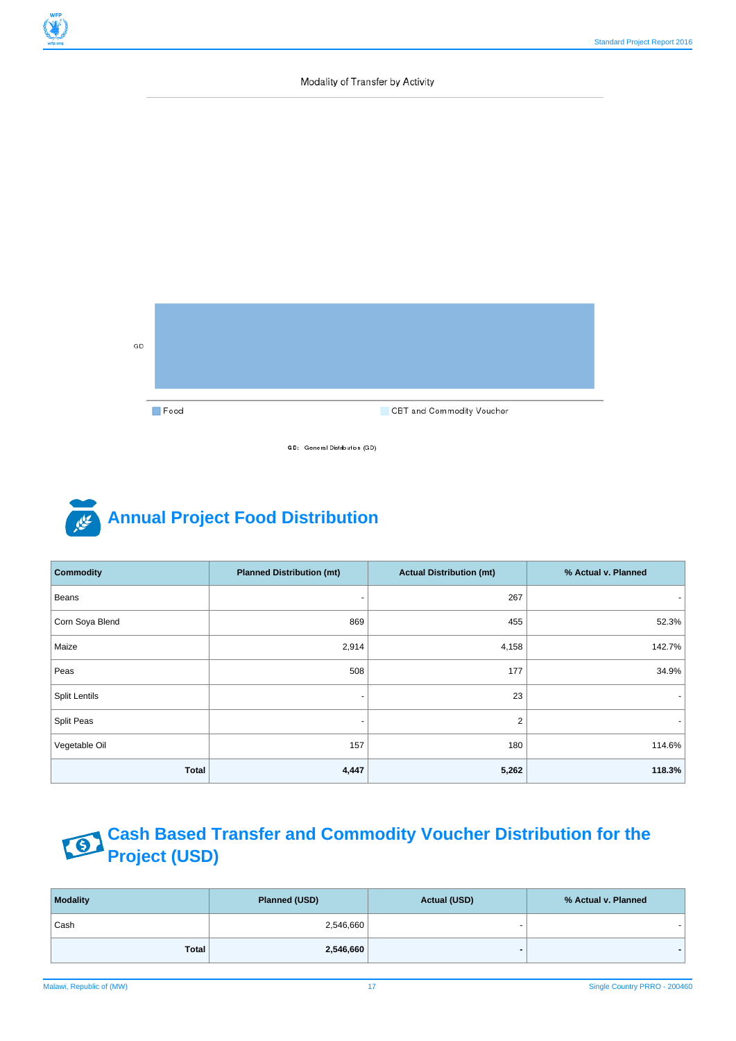Modality of Transfer by Activity

GD

Food

CBT and Commodity Voucher

GD: General Distribution (GD)

## Annual Project Food Distribution

| Commodity | Planned Distribution (mt) | Actual Distribution (mt) | % Actual v. Planned |
|---|---|---|---|
| Beans | - | 267 | - |
| Corn Soya Blend | 869 | 455 | 52.3% |
| Maize | 2,914 | 4,158 | 142.7% |
| Peas | 508 | 177 | 34.9% |
| Split Lentils | - | 23 | - |
| Split Peas | - | 2 | - |
| Vegetable Oil | 157 | 180 | 114.6% |
| **Total** | **4,447** | **5,262** | **118.3%** |

## Cash Based Transfer and Commodity Voucher Distribution for the Project (USD)

| Modality | Planned (USD) | Actual (USD) | % Actual v. Planned |
|---|---|---|---|
| Cash | 2,546,660 | - | - |
| **Total** | **2,546,660** | **-** | **-** |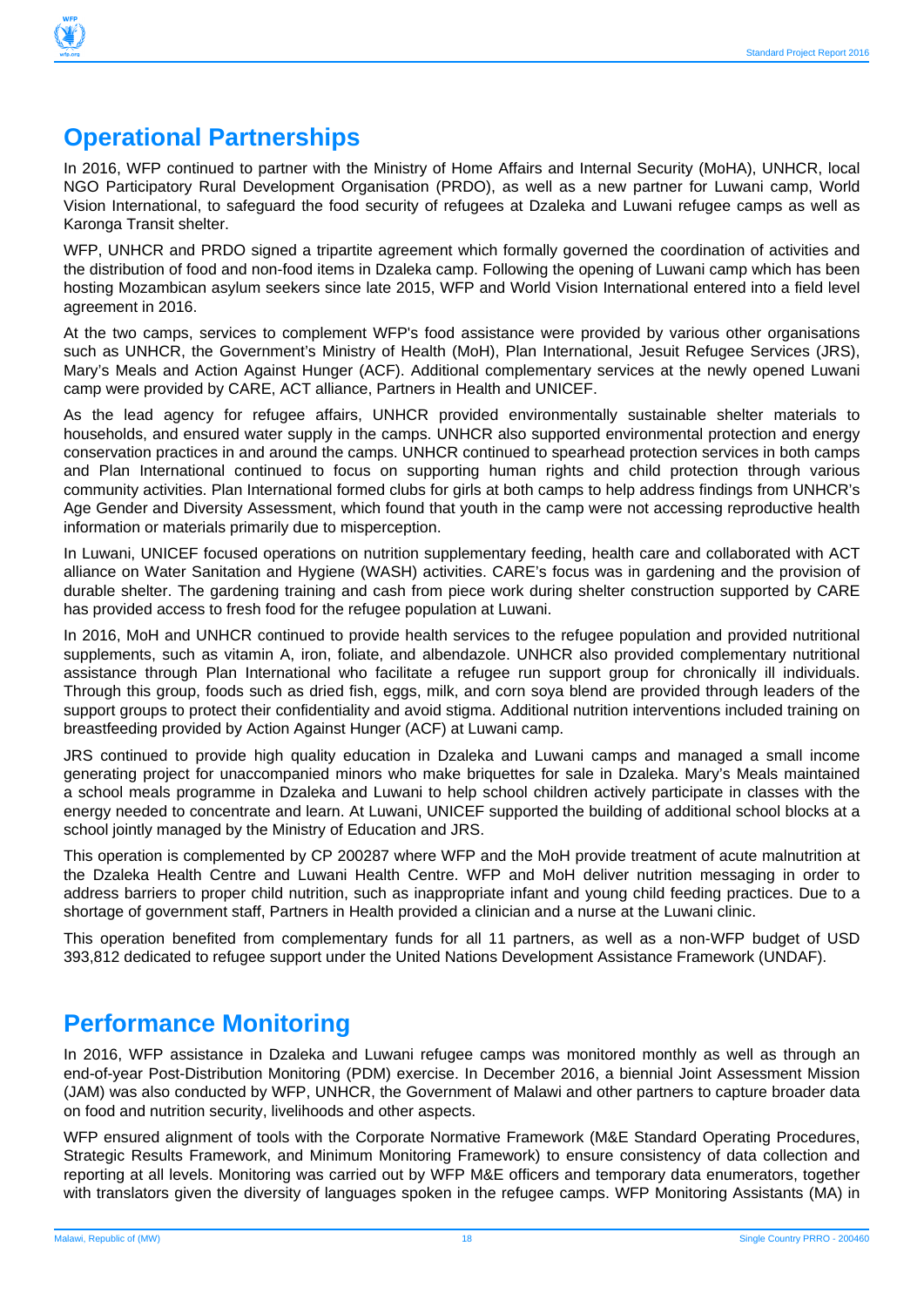## Operational Partnerships

In 2016, WFP continued to partner with the Ministry of Home Affairs and Internal Security (MoHA), UNHCR, local NGO Participatory Rural Development Organisation (PRDO), as well as a new partner for Luwani camp, World Vision International, to safeguard the food security of refugees at Dzaleka and Luwani refugee camps as well as Karonga Transit shelter.

WFP, UNHCR and PRDO signed a tripartite agreement which formally governed the coordination of activities and the distribution of food and non-food items in Dzaleka camp. Following the opening of Luwani camp which has been hosting Mozambican asylum seekers since late 2015, WFP and World Vision International entered into a field level agreement in 2016.

At the two camps, services to complement WFP's food assistance were provided by various other organisations such as UNHCR, the Government's Ministry of Health (MoH), Plan International, Jesuit Refugee Services (JRS), Mary's Meals and Action Against Hunger (ACF). Additional complementary services at the newly opened Luwani camp were provided by CARE, ACT alliance, Partners in Health and UNICEF.

As the lead agency for refugee affairs, UNHCR provided environmentally sustainable shelter materials to households, and ensured water supply in the camps. UNHCR also supported environmental protection and energy conservation practices in and around the camps. UNHCR continued to spearhead protection services in both camps and Plan International continued to focus on supporting human rights and child protection through various community activities. Plan International formed clubs for girls at both camps to help address findings from UNHCR's Age Gender and Diversity Assessment, which found that youth in the camp were not accessing reproductive health information or materials primarily due to misperception.

In Luwani, UNICEF focused operations on nutrition supplementary feeding, health care and collaborated with ACT alliance on Water Sanitation and Hygiene (WASH) activities. CARE's focus was in gardening and the provision of durable shelter. The gardening training and cash from piece work during shelter construction supported by CARE has provided access to fresh food for the refugee population at Luwani.

In 2016, MoH and UNHCR continued to provide health services to the refugee population and provided nutritional supplements, such as vitamin A, iron, foliate, and albendazole. UNHCR also provided complementary nutritional assistance through Plan International who facilitate a refugee run support group for chronically ill individuals. Through this group, foods such as dried fish, eggs, milk, and corn soya blend are provided through leaders of the support groups to protect their confidentiality and avoid stigma. Additional nutrition interventions included training on breastfeeding provided by Action Against Hunger (ACF) at Luwani camp.

JRS continued to provide high quality education in Dzaleka and Luwani camps and managed a small income generating project for unaccompanied minors who make briquettes for sale in Dzaleka. Mary's Meals maintained a school meals programme in Dzaleka and Luwani to help school children actively participate in classes with the energy needed to concentrate and learn. At Luwani, UNICEF supported the building of additional school blocks at a school jointly managed by the Ministry of Education and JRS.

This operation is complemented by CP 200287 where WFP and the MoH provide treatment of acute malnutrition at the Dzaleka Health Centre and Luwani Health Centre. WFP and MoH deliver nutrition messaging in order to address barriers to proper child nutrition, such as inappropriate infant and young child feeding practices. Due to a shortage of government staff, Partners in Health provided a clinician and a nurse at the Luwani clinic.

This operation benefited from complementary funds for all 11 partners, as well as a non-WFP budget of USD 393,812 dedicated to refugee support under the United Nations Development Assistance Framework (UNDAF).

## Performance Monitoring

In 2016, WFP assistance in Dzaleka and Luwani refugee camps was monitored monthly as well as through an end-of-year Post-Distribution Monitoring (PDM) exercise. In December 2016, a biennial Joint Assessment Mission (JAM) was also conducted by WFP, UNHCR, the Government of Malawi and other partners to capture broader data on food and nutrition security, livelihoods and other aspects.

WFP ensured alignment of tools with the Corporate Normative Framework (M&E Standard Operating Procedures, Strategic Results Framework, and Minimum Monitoring Framework) to ensure consistency of data collection and reporting at all levels. Monitoring was carried out by WFP M&E officers and temporary data enumerators, together with translators given the diversity of languages spoken in the refugee camps. WFP Monitoring Assistants (MA) in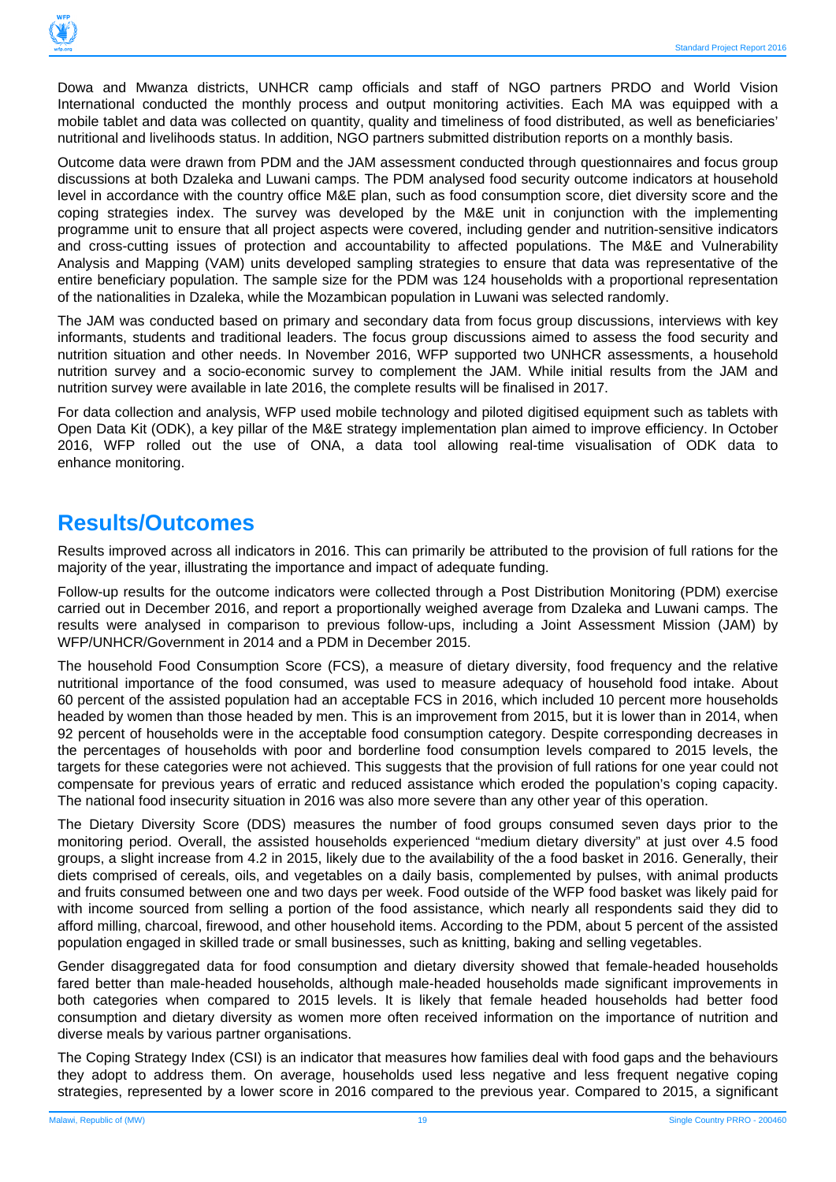Dowa and Mwanza districts, UNHCR camp officials and staff of NGO partners PRDO and World Vision International conducted the monthly process and output monitoring activities. Each MA was equipped with a mobile tablet and data was collected on quantity, quality and timeliness of food distributed, as well as beneficiaries' nutritional and livelihoods status. In addition, NGO partners submitted distribution reports on a monthly basis.

Outcome data were drawn from PDM and the JAM assessment conducted through questionnaires and focus group discussions at both Dzaleka and Luwani camps. The PDM analysed food security outcome indicators at household level in accordance with the country office M&E plan, such as food consumption score, diet diversity score and the coping strategies index. The survey was developed by the M&E unit in conjunction with the implementing programme unit to ensure that all project aspects were covered, including gender and nutrition-sensitive indicators and cross-cutting issues of protection and accountability to affected populations. The M&E and Vulnerability Analysis and Mapping (VAM) units developed sampling strategies to ensure that data was representative of the entire beneficiary population. The sample size for the PDM was 124 households with a proportional representation of the nationalities in Dzaleka, while the Mozambican population in Luwani was selected randomly.

The JAM was conducted based on primary and secondary data from focus group discussions, interviews with key informants, students and traditional leaders. The focus group discussions aimed to assess the food security and nutrition situation and other needs. In November 2016, WFP supported two UNHCR assessments, a household nutrition survey and a socio-economic survey to complement the JAM. While initial results from the JAM and nutrition survey were available in late 2016, the complete results will be finalised in 2017.

For data collection and analysis, WFP used mobile technology and piloted digitised equipment such as tablets with Open Data Kit (ODK), a key pillar of the M&E strategy implementation plan aimed to improve efficiency. In October 2016, WFP rolled out the use of ONA, a data tool allowing real-time visualisation of ODK data to enhance monitoring.

## Results/Outcomes

Results improved across all indicators in 2016. This can primarily be attributed to the provision of full rations for the majority of the year, illustrating the importance and impact of adequate funding.

Follow-up results for the outcome indicators were collected through a Post Distribution Monitoring (PDM) exercise carried out in December 2016, and report a proportionally weighed average from Dzaleka and Luwani camps. The results were analysed in comparison to previous follow-ups, including a Joint Assessment Mission (JAM) by WFP/UNHCR/Government in 2014 and a PDM in December 2015.

The household Food Consumption Score (FCS), a measure of dietary diversity, food frequency and the relative nutritional importance of the food consumed, was used to measure adequacy of household food intake. About 60 percent of the assisted population had an acceptable FCS in 2016, which included 10 percent more households headed by women than those headed by men. This is an improvement from 2015, but it is lower than in 2014, when 92 percent of households were in the acceptable food consumption category. Despite corresponding decreases in the percentages of households with poor and borderline food consumption levels compared to 2015 levels, the targets for these categories were not achieved. This suggests that the provision of full rations for one year could not compensate for previous years of erratic and reduced assistance which eroded the population's coping capacity. The national food insecurity situation in 2016 was also more severe than any other year of this operation.

The Dietary Diversity Score (DDS) measures the number of food groups consumed seven days prior to the monitoring period. Overall, the assisted households experienced "medium dietary diversity" at just over 4.5 food groups, a slight increase from 4.2 in 2015, likely due to the availability of the a food basket in 2016. Generally, their diets comprised of cereals, oils, and vegetables on a daily basis, complemented by pulses, with animal products and fruits consumed between one and two days per week. Food outside of the WFP food basket was likely paid for with income sourced from selling a portion of the food assistance, which nearly all respondents said they did to afford milling, charcoal, firewood, and other household items. According to the PDM, about 5 percent of the assisted population engaged in skilled trade or small businesses, such as knitting, baking and selling vegetables.

Gender disaggregated data for food consumption and dietary diversity showed that female-headed households fared better than male-headed households, although male-headed households made significant improvements in both categories when compared to 2015 levels. It is likely that female headed households had better food consumption and dietary diversity as women more often received information on the importance of nutrition and diverse meals by various partner organisations.

The Coping Strategy Index (CSI) is an indicator that measures how families deal with food gaps and the behaviours they adopt to address them. On average, households used less negative and less frequent negative coping strategies, represented by a lower score in 2016 compared to the previous year. Compared to 2015, a significant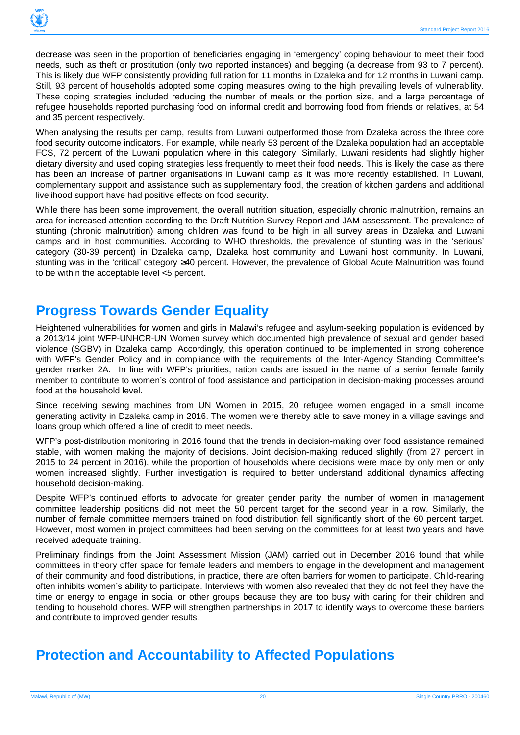decrease was seen in the proportion of beneficiaries engaging in 'emergency' coping behaviour to meet their food needs, such as theft or prostitution (only two reported instances) and begging (a decrease from 93 to 7 percent). This is likely due WFP consistently providing full ration for 11 months in Dzaleka and for 12 months in Luwani camp. Still, 93 percent of households adopted some coping measures owing to the high prevailing levels of vulnerability. These coping strategies included reducing the number of meals or the portion size, and a large percentage of refugee households reported purchasing food on informal credit and borrowing food from friends or relatives, at 54 and 35 percent respectively.

When analysing the results per camp, results from Luwani outperformed those from Dzaleka across the three core food security outcome indicators. For example, while nearly 53 percent of the Dzaleka population had an acceptable FCS, 72 percent of the Luwani population where in this category. Similarly, Luwani residents had slightly higher dietary diversity and used coping strategies less frequently to meet their food needs. This is likely the case as there has been an increase of partner organisations in Luwani camp as it was more recently established. In Luwani, complementary support and assistance such as supplementary food, the creation of kitchen gardens and additional livelihood support have had positive effects on food security.

While there has been some improvement, the overall nutrition situation, especially chronic malnutrition, remains an area for increased attention according to the Draft Nutrition Survey Report and JAM assessment. The prevalence of stunting (chronic malnutrition) among children was found to be high in all survey areas in Dzaleka and Luwani camps and in host communities. According to WHO thresholds, the prevalence of stunting was in the 'serious' category (30-39 percent) in Dzaleka camp, Dzaleka host community and Luwani host community. In Luwani, stunting was in the 'critical' category ≥40 percent. However, the prevalence of Global Acute Malnutrition was found to be within the acceptable level <5 percent.

## Progress Towards Gender Equality

Heightened vulnerabilities for women and girls in Malawi's refugee and asylum-seeking population is evidenced by a 2013/14 joint WFP-UNHCR-UN Women survey which documented high prevalence of sexual and gender based violence (SGBV) in Dzaleka camp. Accordingly, this operation continued to be implemented in strong coherence with WFP's Gender Policy and in compliance with the requirements of the Inter-Agency Standing Committee's gender marker 2A. In line with WFP's priorities, ration cards are issued in the name of a senior female family member to contribute to women's control of food assistance and participation in decision-making processes around food at the household level.

Since receiving sewing machines from UN Women in 2015, 20 refugee women engaged in a small income generating activity in Dzaleka camp in 2016. The women were thereby able to save money in a village savings and loans group which offered a line of credit to meet needs.

WFP's post-distribution monitoring in 2016 found that the trends in decision-making over food assistance remained stable, with women making the majority of decisions. Joint decision-making reduced slightly (from 27 percent in 2015 to 24 percent in 2016), while the proportion of households where decisions were made by only men or only women increased slightly. Further investigation is required to better understand additional dynamics affecting household decision-making.

Despite WFP's continued efforts to advocate for greater gender parity, the number of women in management committee leadership positions did not meet the 50 percent target for the second year in a row. Similarly, the number of female committee members trained on food distribution fell significantly short of the 60 percent target. However, most women in project committees had been serving on the committees for at least two years and have received adequate training.

Preliminary findings from the Joint Assessment Mission (JAM) carried out in December 2016 found that while committees in theory offer space for female leaders and members to engage in the development and management of their community and food distributions, in practice, there are often barriers for women to participate. Child-rearing often inhibits women's ability to participate. Interviews with women also revealed that they do not feel they have the time or energy to engage in social or other groups because they are too busy with caring for their children and tending to household chores. WFP will strengthen partnerships in 2017 to identify ways to overcome these barriers and contribute to improved gender results.

## Protection and Accountability to Affected Populations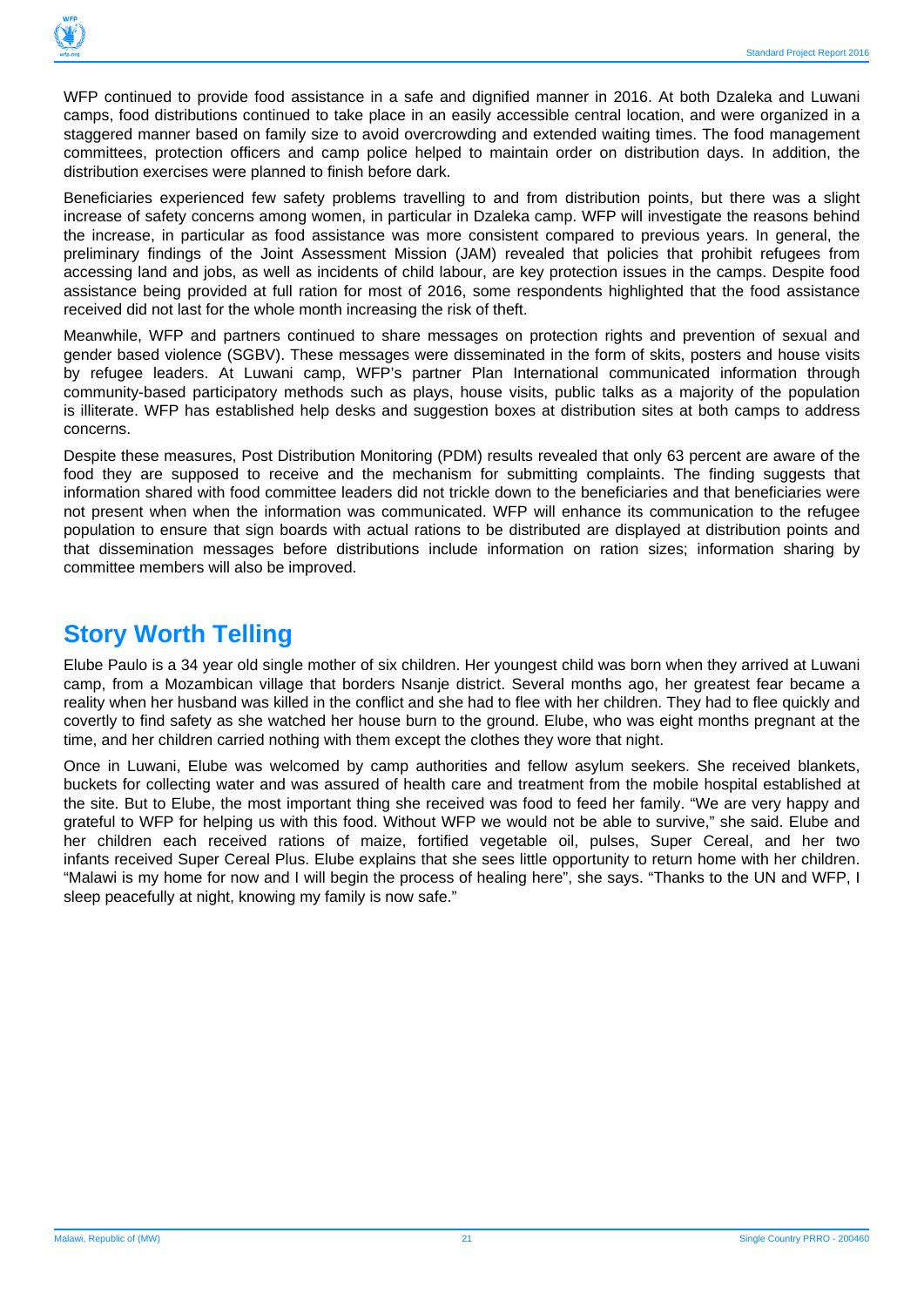WFP continued to provide food assistance in a safe and dignified manner in 2016. At both Dzaleka and Luwani camps, food distributions continued to take place in an easily accessible central location, and were organized in a staggered manner based on family size to avoid overcrowding and extended waiting times. The food management committees, protection officers and camp police helped to maintain order on distribution days. In addition, the distribution exercises were planned to finish before dark.

Beneficiaries experienced few safety problems travelling to and from distribution points, but there was a slight increase of safety concerns among women, in particular in Dzaleka camp. WFP will investigate the reasons behind the increase, in particular as food assistance was more consistent compared to previous years. In general, the preliminary findings of the Joint Assessment Mission (JAM) revealed that policies that prohibit refugees from accessing land and jobs, as well as incidents of child labour, are key protection issues in the camps. Despite food assistance being provided at full ration for most of 2016, some respondents highlighted that the food assistance received did not last for the whole month increasing the risk of theft.

Meanwhile, WFP and partners continued to share messages on protection rights and prevention of sexual and gender based violence (SGBV). These messages were disseminated in the form of skits, posters and house visits by refugee leaders. At Luwani camp, WFP's partner Plan International communicated information through community-based participatory methods such as plays, house visits, public talks as a majority of the population is illiterate. WFP has established help desks and suggestion boxes at distribution sites at both camps to address concerns.

Despite these measures, Post Distribution Monitoring (PDM) results revealed that only 63 percent are aware of the food they are supposed to receive and the mechanism for submitting complaints. The finding suggests that information shared with food committee leaders did not trickle down to the beneficiaries and that beneficiaries were not present when when the information was communicated. WFP will enhance its communication to the refugee population to ensure that sign boards with actual rations to be distributed are displayed at distribution points and that dissemination messages before distributions include information on ration sizes; information sharing by committee members will also be improved.

## Story Worth Telling

Elube Paulo is a 34 year old single mother of six children. Her youngest child was born when they arrived at Luwani camp, from a Mozambican village that borders Nsanje district. Several months ago, her greatest fear became a reality when her husband was killed in the conflict and she had to flee with her children. They had to flee quickly and covertly to find safety as she watched her house burn to the ground. Elube, who was eight months pregnant at the time, and her children carried nothing with them except the clothes they wore that night.

Once in Luwani, Elube was welcomed by camp authorities and fellow asylum seekers. She received blankets, buckets for collecting water and was assured of health care and treatment from the mobile hospital established at the site. But to Elube, the most important thing she received was food to feed her family. "We are very happy and grateful to WFP for helping us with this food. Without WFP we would not be able to survive," she said. Elube and her children each received rations of maize, fortified vegetable oil, pulses, Super Cereal, and her two infants received Super Cereal Plus. Elube explains that she sees little opportunity to return home with her children. "Malawi is my home for now and I will begin the process of healing here", she says. "Thanks to the UN and WFP, I sleep peacefully at night, knowing my family is now safe."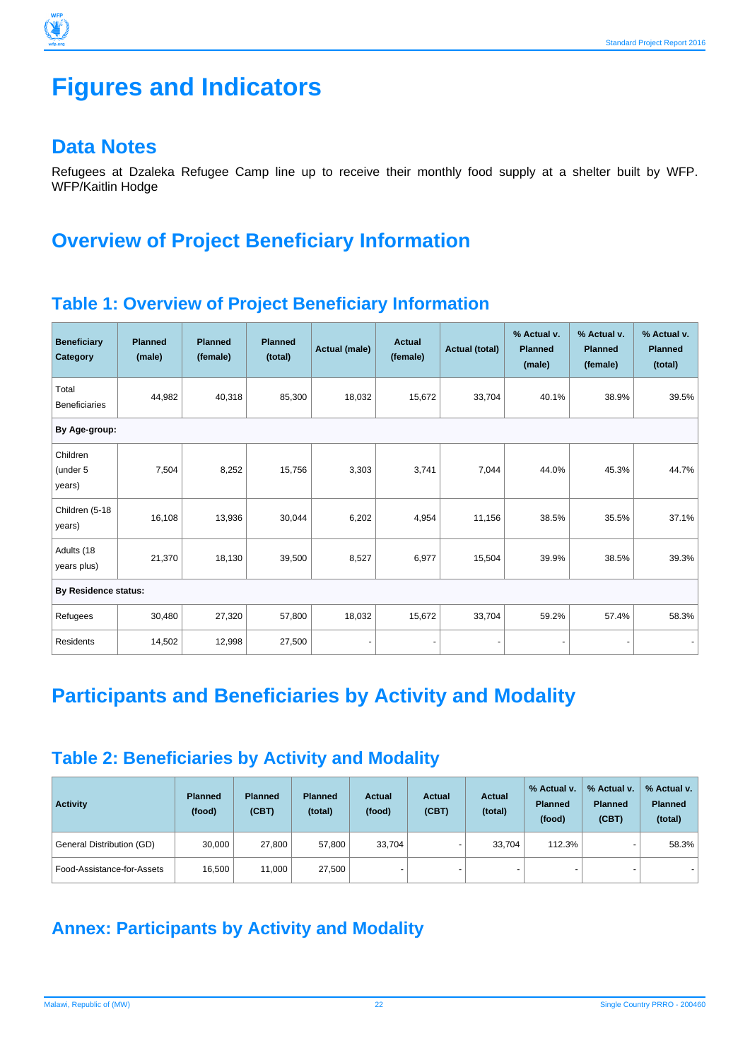# Figures and Indicators

## Data Notes

Refugees at Dzaleka Refugee Camp line up to receive their monthly food supply at a shelter built by WFP. WFP/Kaitlin Hodge

## Overview of Project Beneficiary Information

### Table 1: Overview of Project Beneficiary Information

| Beneficiary Category | Planned (male) | Planned (female) | Planned (total) | Actual (male) | Actual (female) | Actual (total) | % Actual v. Planned (male) | % Actual v. Planned (female) | % Actual v. Planned (total) |
|---|---|---|---|---|---|---|---|---|---|
| Total Beneficiaries | 44,982 | 40,318 | 85,300 | 18,032 | 15,672 | 33,704 | 40.1% | 38.9% | 39.5% |
| **By Age-group:** | | | | | | | | | |
| Children (under 5 years) | 7,504 | 8,252 | 15,756 | 3,303 | 3,741 | 7,044 | 44.0% | 45.3% | 44.7% |
| Children (5-18 years) | 16,108 | 13,936 | 30,044 | 6,202 | 4,954 | 11,156 | 38.5% | 35.5% | 37.1% |
| Adults (18 years plus) | 21,370 | 18,130 | 39,500 | 8,527 | 6,977 | 15,504 | 39.9% | 38.5% | 39.3% |
| **By Residence status:** | | | | | | | | | |
| Refugees | 30,480 | 27,320 | 57,800 | 18,032 | 15,672 | 33,704 | 59.2% | 57.4% | 58.3% |
| Residents | 14,502 | 12,998 | 27,500 | - | - | - | - | - | - |

## Participants and Beneficiaries by Activity and Modality

### Table 2: Beneficiaries by Activity and Modality

| Activity | Planned (food) | Planned (CBT) | Planned (total) | Actual (food) | Actual (CBT) | Actual (total) | % Actual v. Planned (food) | % Actual v. Planned (CBT) | % Actual v. Planned (total) |
|---|---|---|---|---|---|---|---|---|---|
| General Distribution (GD) | 30,000 | 27,800 | 57,800 | 33,704 | - | 33,704 | 112.3% | - | 58.3% |
| Food-Assistance-for-Assets | 16,500 | 11,000 | 27,500 | - | - | - | - | - | - |

## Annex: Participants by Activity and Modality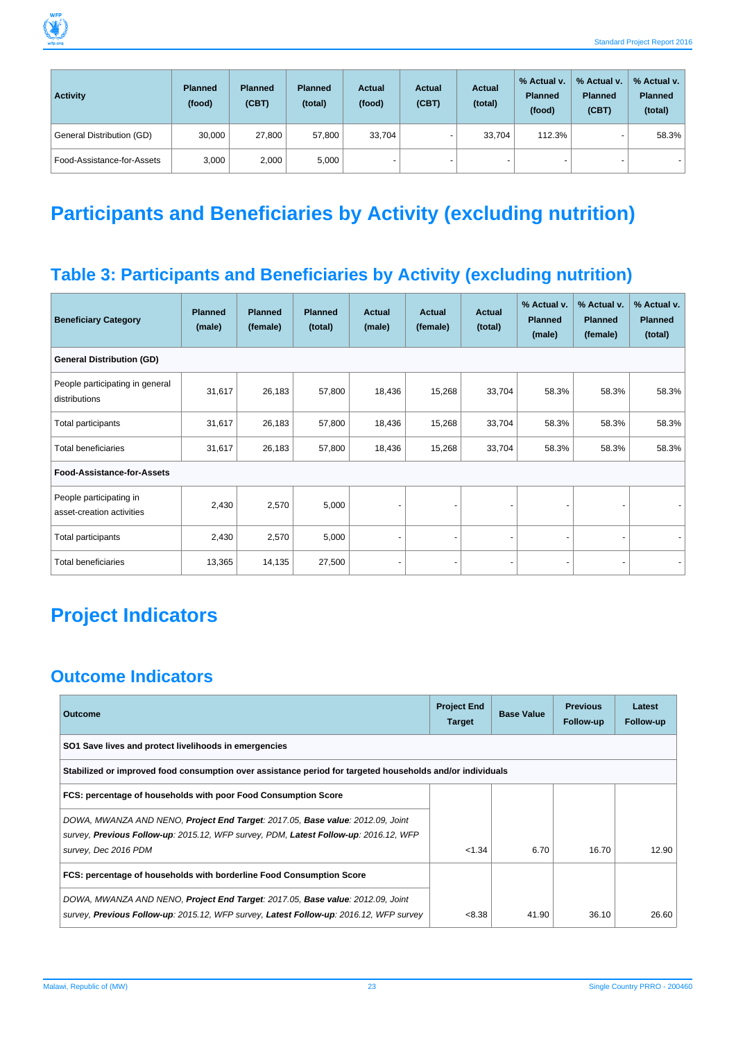| Activity | Planned (food) | Planned (CBT) | Planned (total) | Actual (food) | Actual (CBT) | Actual (total) | % Actual v. Planned (food) | % Actual v. Planned (CBT) | % Actual v. Planned (total) |
|---|---|---|---|---|---|---|---|---|---|
| General Distribution (GD) | 30,000 | 27,800 | 57,800 | 33,704 | - | 33,704 | 112.3% | - | 58.3% |
| Food-Assistance-for-Assets | 3,000 | 2,000 | 5,000 | - | - | - | - | - | - |

# Participants and Beneficiaries by Activity (excluding nutrition)

## Table 3: Participants and Beneficiaries by Activity (excluding nutrition)

| Beneficiary Category | Planned (male) | Planned (female) | Planned (total) | Actual (male) | Actual (female) | Actual (total) | % Actual v. Planned (male) | % Actual v. Planned (female) | % Actual v. Planned (total) |
|---|---|---|---|---|---|---|---|---|---|
| **General Distribution (GD)** | | | | | | | | | |
| People participating in general distributions | 31,617 | 26,183 | 57,800 | 18,436 | 15,268 | 33,704 | 58.3% | 58.3% | 58.3% |
| Total participants | 31,617 | 26,183 | 57,800 | 18,436 | 15,268 | 33,704 | 58.3% | 58.3% | 58.3% |
| Total beneficiaries | 31,617 | 26,183 | 57,800 | 18,436 | 15,268 | 33,704 | 58.3% | 58.3% | 58.3% |
| **Food-Assistance-for-Assets** | | | | | | | | | |
| People participating in asset-creation activities | 2,430 | 2,570 | 5,000 | - | - | - | - | - | - |
| Total participants | 2,430 | 2,570 | 5,000 | - | - | - | - | - | - |
| Total beneficiaries | 13,365 | 14,135 | 27,500 | - | - | - | - | - | - |

# Project Indicators

## Outcome Indicators

| Outcome | Project End Target | Base Value | Previous Follow-up | Latest Follow-up |
|---|---|---|---|---|
| **SO1 Save lives and protect livelihoods in emergencies** | | | | |
| **Stabilized or improved food consumption over assistance period for targeted households and/or individuals** | | | | |
| **FCS: percentage of households with poor Food Consumption Score** | | | | |
| *DOWA, MWANZA AND NENO, **Project End Target**: 2017.05, **Base value**: 2012.09, Joint survey, **Previous Follow-up**: 2015.12, WFP survey, PDM, **Latest Follow-up**: 2016.12, WFP survey, Dec 2016 PDM* | <1.34 | 6.70 | 16.70 | 12.90 |
| **FCS: percentage of households with borderline Food Consumption Score** | | | | |
| *DOWA, MWANZA AND NENO, **Project End Target**: 2017.05, **Base value**: 2012.09, Joint survey, **Previous Follow-up**: 2015.12, WFP survey, **Latest Follow-up**: 2016.12, WFP survey* | <8.38 | 41.90 | 36.10 | 26.60 |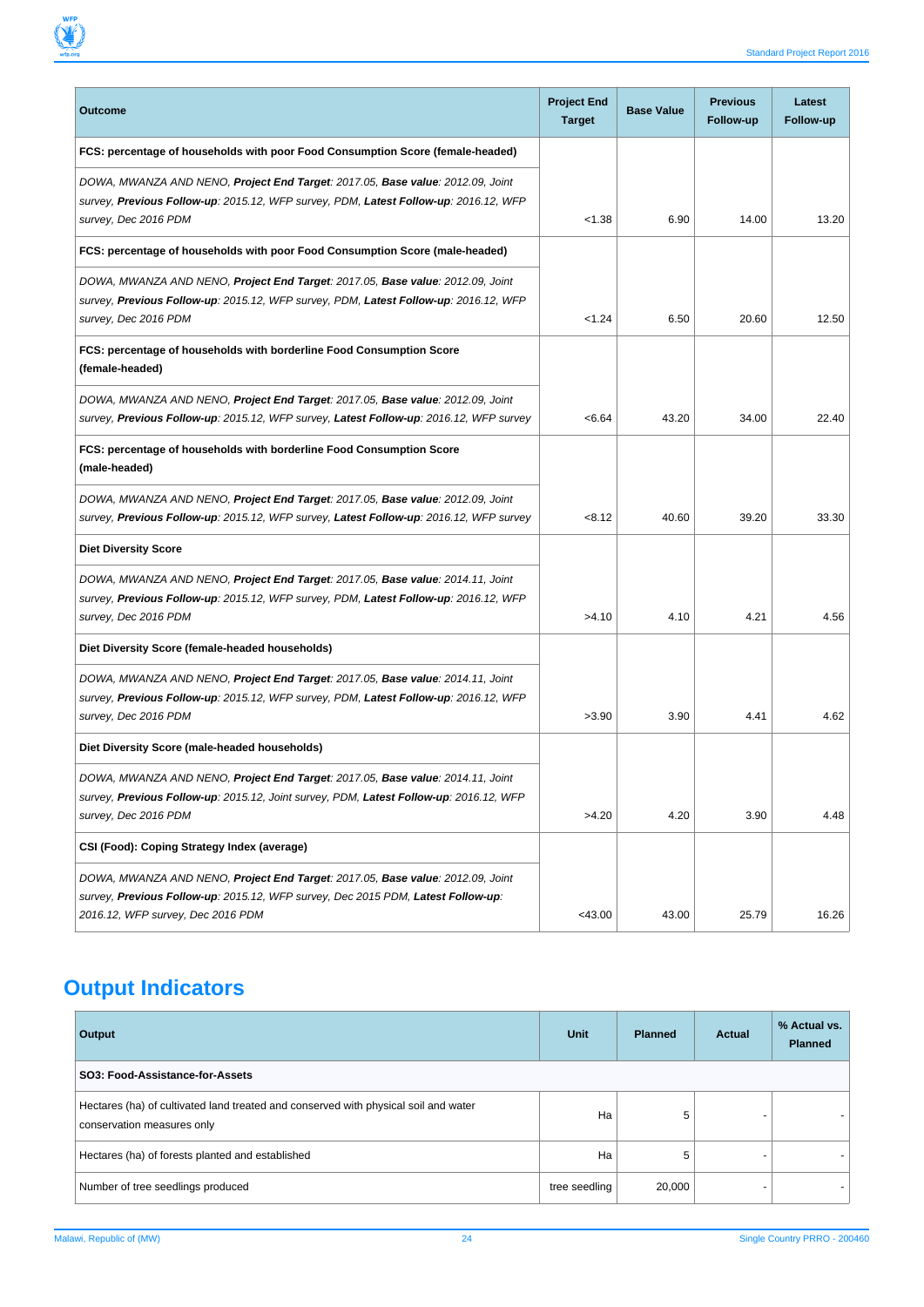| Outcome | Project End Target | Base Value | Previous Follow-up | Latest Follow-up |
|---|---|---|---|---|
| **FCS: percentage of households with poor Food Consumption Score (female-headed)** | | | | |
| *DOWA, MWANZA AND NENO, **Project End Target**: 2017.05, **Base value**: 2012.09, Joint survey, **Previous Follow-up**: 2015.12, WFP survey, PDM, **Latest Follow-up**: 2016.12, WFP survey, Dec 2016 PDM* | <1.38 | 6.90 | 14.00 | 13.20 |
| **FCS: percentage of households with poor Food Consumption Score (male-headed)** | | | | |
| *DOWA, MWANZA AND NENO, **Project End Target**: 2017.05, **Base value**: 2012.09, Joint survey, **Previous Follow-up**: 2015.12, WFP survey, PDM, **Latest Follow-up**: 2016.12, WFP survey, Dec 2016 PDM* | <1.24 | 6.50 | 20.60 | 12.50 |
| **FCS: percentage of households with borderline Food Consumption Score (female-headed)** | | | | |
| *DOWA, MWANZA AND NENO, **Project End Target**: 2017.05, **Base value**: 2012.09, Joint survey, **Previous Follow-up**: 2015.12, WFP survey, **Latest Follow-up**: 2016.12, WFP survey* | <6.64 | 43.20 | 34.00 | 22.40 |
| **FCS: percentage of households with borderline Food Consumption Score (male-headed)** | | | | |
| *DOWA, MWANZA AND NENO, **Project End Target**: 2017.05, **Base value**: 2012.09, Joint survey, **Previous Follow-up**: 2015.12, WFP survey, **Latest Follow-up**: 2016.12, WFP survey* | <8.12 | 40.60 | 39.20 | 33.30 |
| **Diet Diversity Score** | | | | |
| *DOWA, MWANZA AND NENO, **Project End Target**: 2017.05, **Base value**: 2014.11, Joint survey, **Previous Follow-up**: 2015.12, WFP survey, PDM, **Latest Follow-up**: 2016.12, WFP survey, Dec 2016 PDM* | >4.10 | 4.10 | 4.21 | 4.56 |
| **Diet Diversity Score (female-headed households)** | | | | |
| *DOWA, MWANZA AND NENO, **Project End Target**: 2017.05, **Base value**: 2014.11, Joint survey, **Previous Follow-up**: 2015.12, WFP survey, PDM, **Latest Follow-up**: 2016.12, WFP survey, Dec 2016 PDM* | >3.90 | 3.90 | 4.41 | 4.62 |
| **Diet Diversity Score (male-headed households)** | | | | |
| *DOWA, MWANZA AND NENO, **Project End Target**: 2017.05, **Base value**: 2014.11, Joint survey, **Previous Follow-up**: 2015.12, Joint survey, PDM, **Latest Follow-up**: 2016.12, WFP survey, Dec 2016 PDM* | >4.20 | 4.20 | 3.90 | 4.48 |
| **CSI (Food): Coping Strategy Index (average)** | | | | |
| *DOWA, MWANZA AND NENO, **Project End Target**: 2017.05, **Base value**: 2012.09, Joint survey, **Previous Follow-up**: 2015.12, WFP survey, Dec 2015 PDM, **Latest Follow-up**: 2016.12, WFP survey, Dec 2016 PDM* | <43.00 | 43.00 | 25.79 | 16.26 |

## Output Indicators

| Output | Unit | Planned | Actual | % Actual vs. Planned |
|---|---|---|---|---|
| **SO3: Food-Assistance-for-Assets** | | | | |
| Hectares (ha) of cultivated land treated and conserved with physical soil and water conservation measures only | Ha | 5 | - | - |
| Hectares (ha) of forests planted and established | Ha | 5 | - | - |
| Number of tree seedlings produced | tree seedling | 20,000 | - | - |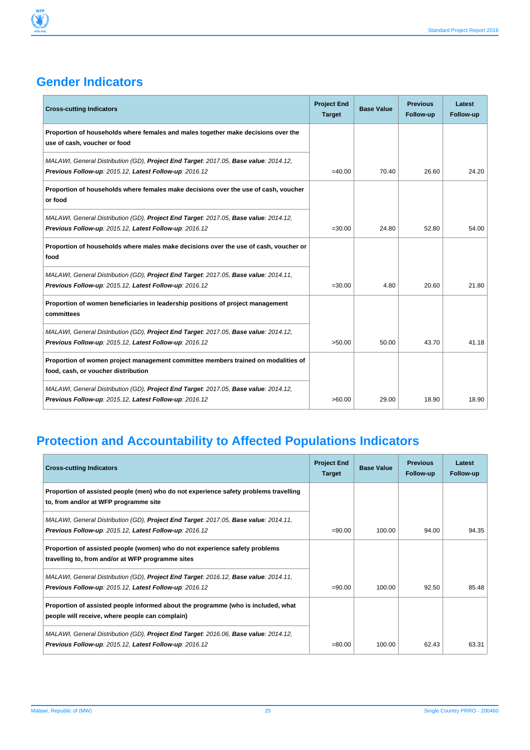## Gender Indicators

| Cross-cutting Indicators | Project End Target | Base Value | Previous Follow-up | Latest Follow-up |
|---|---|---|---|---|
| **Proportion of households where females and males together make decisions over the use of cash, voucher or food** | | | | |
| *MALAWI, General Distribution (GD), **Project End Target**: 2017.05, **Base value**: 2014.12, **Previous Follow-up**: 2015.12, **Latest Follow-up**: 2016.12* | =40.00 | 70.40 | 26.60 | 24.20 |
| **Proportion of households where females make decisions over the use of cash, voucher or food** | | | | |
| *MALAWI, General Distribution (GD), **Project End Target**: 2017.05, **Base value**: 2014.12, **Previous Follow-up**: 2015.12, **Latest Follow-up**: 2016.12* | =30.00 | 24.80 | 52.80 | 54.00 |
| **Proportion of households where males make decisions over the use of cash, voucher or food** | | | | |
| *MALAWI, General Distribution (GD), **Project End Target**: 2017.05, **Base value**: 2014.11, **Previous Follow-up**: 2015.12, **Latest Follow-up**: 2016.12* | =30.00 | 4.80 | 20.60 | 21.80 |
| **Proportion of women beneficiaries in leadership positions of project management committees** | | | | |
| *MALAWI, General Distribution (GD), **Project End Target**: 2017.05, **Base value**: 2014.12, **Previous Follow-up**: 2015.12, **Latest Follow-up**: 2016.12* | >50.00 | 50.00 | 43.70 | 41.18 |
| **Proportion of women project management committee members trained on modalities of food, cash, or voucher distribution** | | | | |
| *MALAWI, General Distribution (GD), **Project End Target**: 2017.05, **Base value**: 2014.12, **Previous Follow-up**: 2015.12, **Latest Follow-up**: 2016.12* | >60.00 | 29.00 | 18.90 | 18.90 |

## Protection and Accountability to Affected Populations Indicators

| Cross-cutting Indicators | Project End Target | Base Value | Previous Follow-up | Latest Follow-up |
|---|---|---|---|---|
| **Proportion of assisted people (men) who do not experience safety problems travelling to, from and/or at WFP programme site** | | | | |
| *MALAWI, General Distribution (GD), **Project End Target**: 2017.05, **Base value**: 2014.11, **Previous Follow-up**: 2015.12, **Latest Follow-up**: 2016.12* | =90.00 | 100.00 | 94.00 | 94.35 |
| **Proportion of assisted people (women) who do not experience safety problems travelling to, from and/or at WFP programme sites** | | | | |
| *MALAWI, General Distribution (GD), **Project End Target**: 2016.12, **Base value**: 2014.11, **Previous Follow-up**: 2015.12, **Latest Follow-up**: 2016.12* | =90.00 | 100.00 | 92.50 | 85.48 |
| **Proportion of assisted people informed about the programme (who is included, what people will receive, where people can complain)** | | | | |
| *MALAWI, General Distribution (GD), **Project End Target**: 2016.06, **Base value**: 2014.12, **Previous Follow-up**: 2015.12, **Latest Follow-up**: 2016.12* | =80.00 | 100.00 | 62.43 | 63.31 |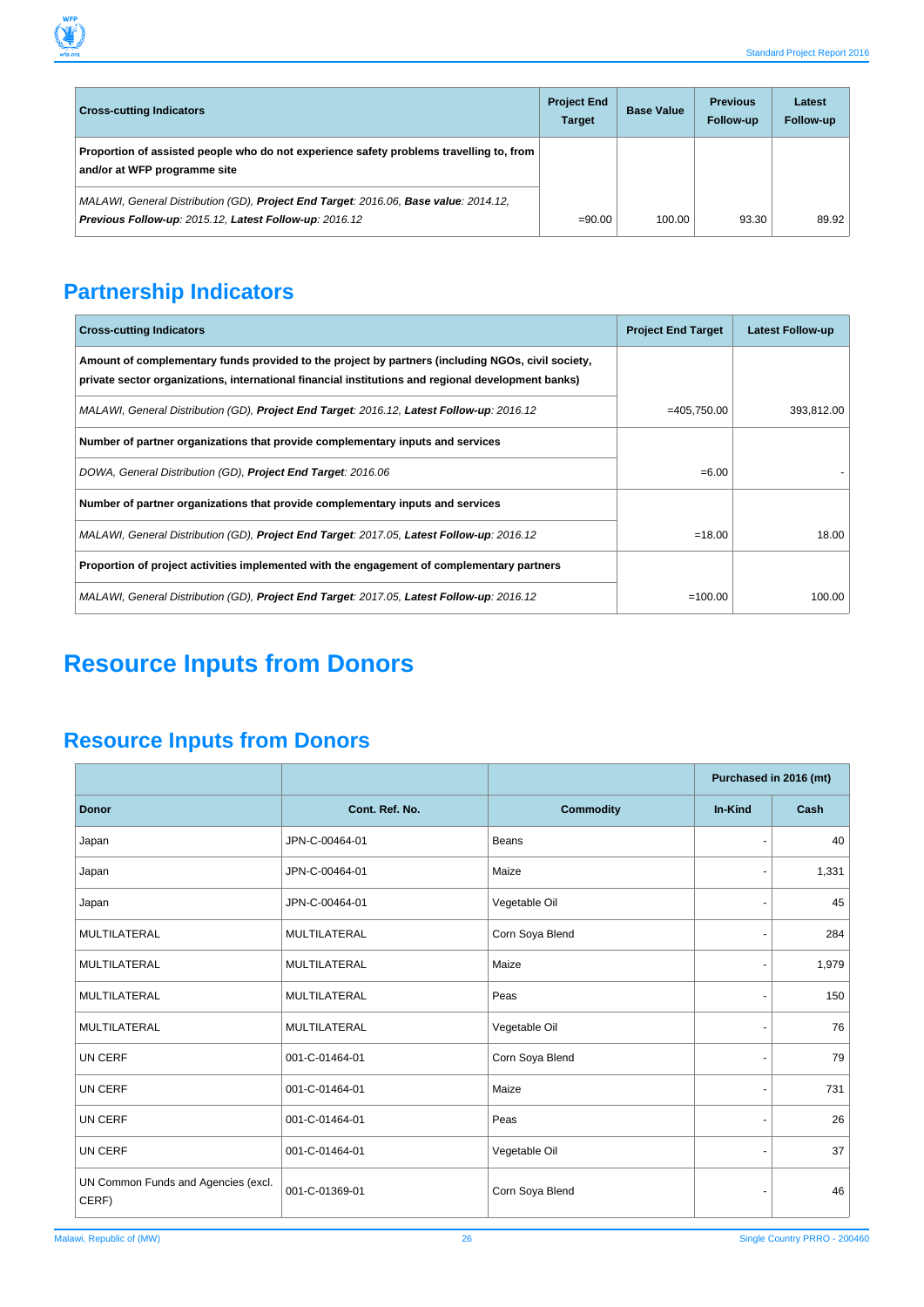| Cross-cutting Indicators | Project End Target | Base Value | Previous Follow-up | Latest Follow-up |
|---|---|---|---|---|
| **Proportion of assisted people who do not experience safety problems travelling to, from and/or at WFP programme site** | | | | |
| *MALAWI, General Distribution (GD), **Project End Target**: 2016.06, **Base value**: 2014.12, **Previous Follow-up**: 2015.12, **Latest Follow-up**: 2016.12* | =90.00 | 100.00 | 93.30 | 89.92 |

## Partnership Indicators

| Cross-cutting Indicators | Project End Target | Latest Follow-up |
|---|---|---|
| **Amount of complementary funds provided to the project by partners (including NGOs, civil society, private sector organizations, international financial institutions and regional development banks)** | | |
| *MALAWI, General Distribution (GD), **Project End Target**: 2016.12, **Latest Follow-up**: 2016.12* | =405,750.00 | 393,812.00 |
| **Number of partner organizations that provide complementary inputs and services** | | |
| *DOWA, General Distribution (GD), **Project End Target**: 2016.06* | =6.00 | - |
| **Number of partner organizations that provide complementary inputs and services** | | |
| *MALAWI, General Distribution (GD), **Project End Target**: 2017.05, **Latest Follow-up**: 2016.12* | =18.00 | 18.00 |
| **Proportion of project activities implemented with the engagement of complementary partners** | | |
| *MALAWI, General Distribution (GD), **Project End Target**: 2017.05, **Latest Follow-up**: 2016.12* | =100.00 | 100.00 |

# Resource Inputs from Donors

## Resource Inputs from Donors

| | | | Purchased in 2016 (mt) | |
|---|---|---|---|---|
| **Donor** | **Cont. Ref. No.** | **Commodity** | **In-Kind** | **Cash** |
| Japan | JPN-C-00464-01 | Beans | - | 40 |
| Japan | JPN-C-00464-01 | Maize | - | 1,331 |
| Japan | JPN-C-00464-01 | Vegetable Oil | - | 45 |
| MULTILATERAL | MULTILATERAL | Corn Soya Blend | - | 284 |
| MULTILATERAL | MULTILATERAL | Maize | - | 1,979 |
| MULTILATERAL | MULTILATERAL | Peas | - | 150 |
| MULTILATERAL | MULTILATERAL | Vegetable Oil | - | 76 |
| UN CERF | 001-C-01464-01 | Corn Soya Blend | - | 79 |
| UN CERF | 001-C-01464-01 | Maize | - | 731 |
| UN CERF | 001-C-01464-01 | Peas | - | 26 |
| UN CERF | 001-C-01464-01 | Vegetable Oil | - | 37 |
| UN Common Funds and Agencies (excl. CERF) | 001-C-01369-01 | Corn Soya Blend | - | 46 |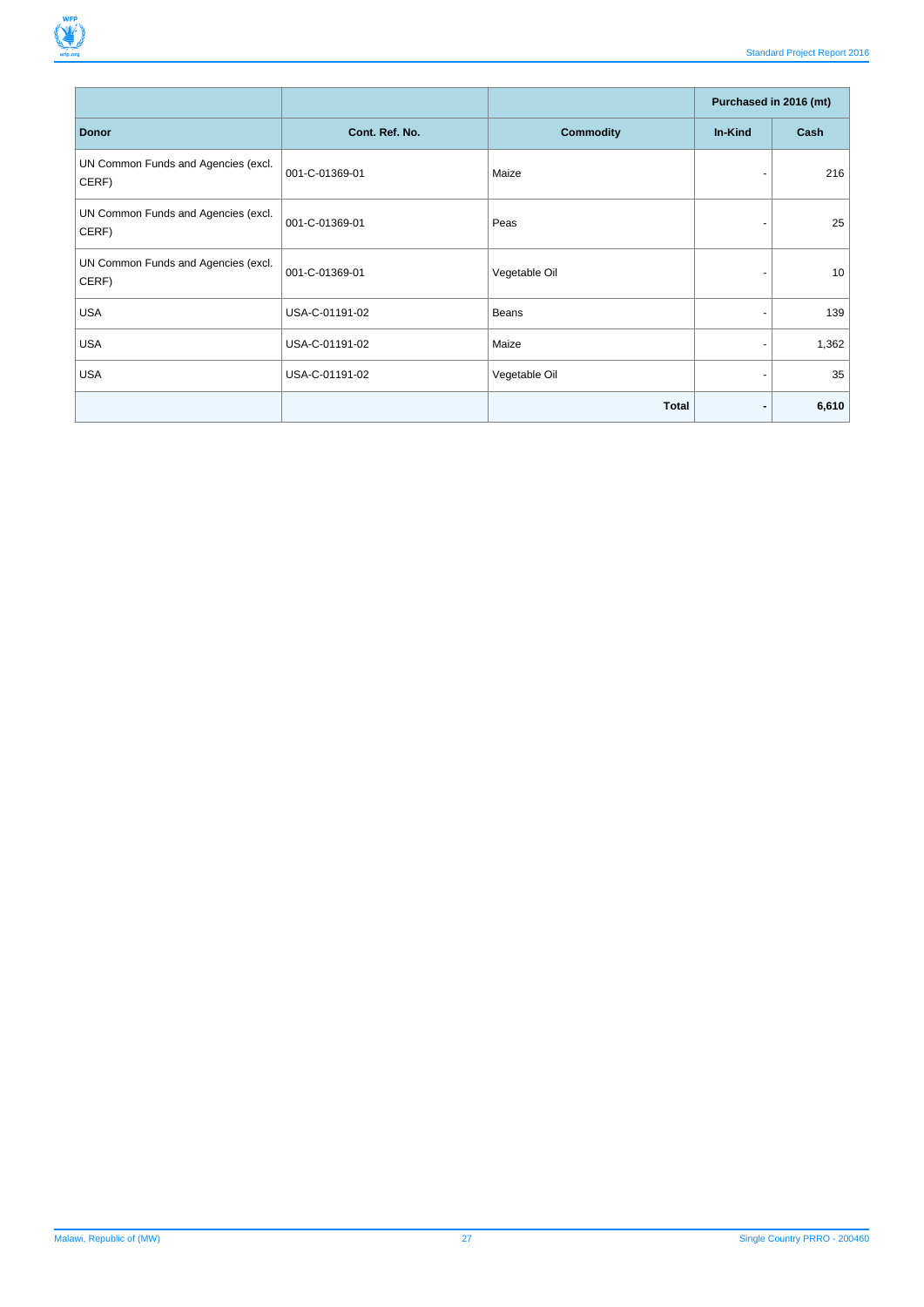| | | | Purchased in 2016 (mt) | |
|---|---|---|---|---|
| **Donor** | **Cont. Ref. No.** | **Commodity** | **In-Kind** | **Cash** |
| UN Common Funds and Agencies (excl. CERF) | 001-C-01369-01 | Maize | - | 216 |
| UN Common Funds and Agencies (excl. CERF) | 001-C-01369-01 | Peas | - | 25 |
| UN Common Funds and Agencies (excl. CERF) | 001-C-01369-01 | Vegetable Oil | - | 10 |
| USA | USA-C-01191-02 | Beans | - | 139 |
| USA | USA-C-01191-02 | Maize | - | 1,362 |
| USA | USA-C-01191-02 | Vegetable Oil | - | 35 |
| | | **Total** | **-** | **6,610** |